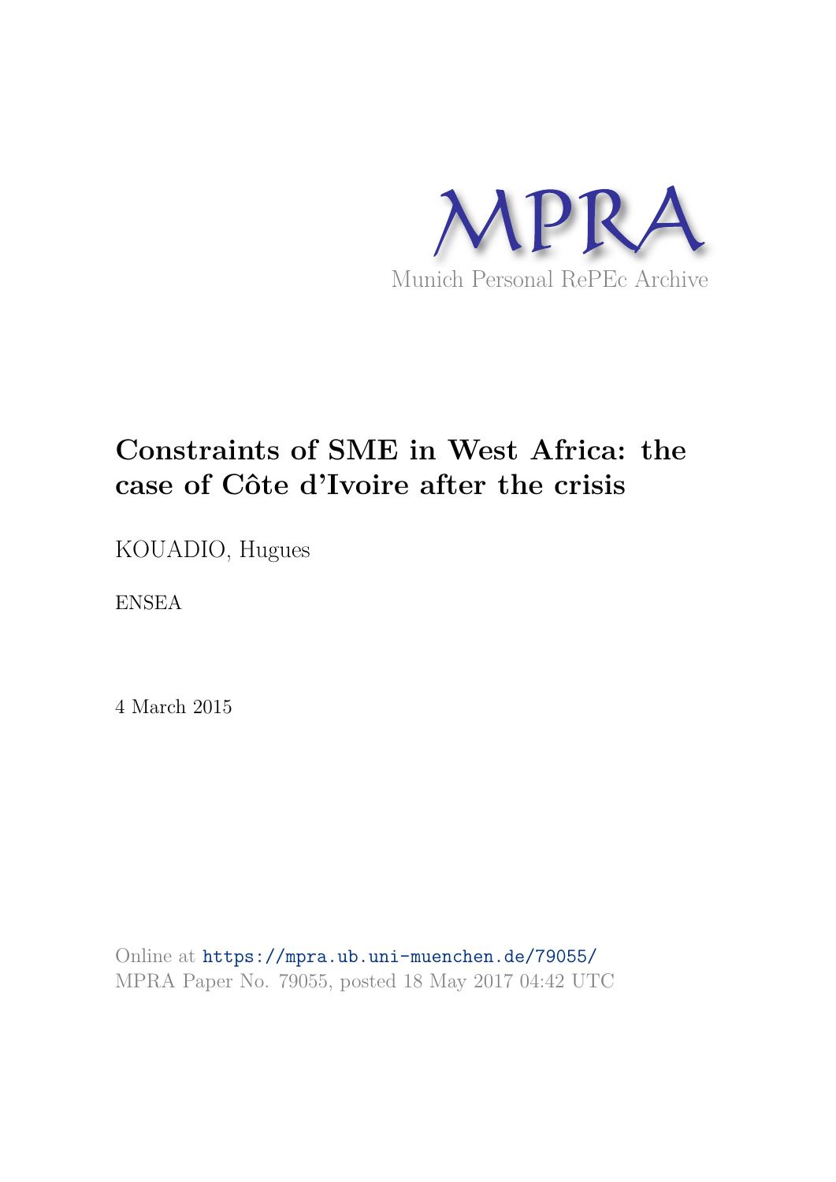MPRA

Munich Personal RePEc Archive

# Constraints of SME in West Africa: the case of Côte d'Ivoire after the crisis

KOUADIO, Hugues

ENSEA

4 March 2015

Online at https://mpra.ub.uni-muenchen.de/79055/
MPRA Paper No. 79055, posted 18 May 2017 04:42 UTC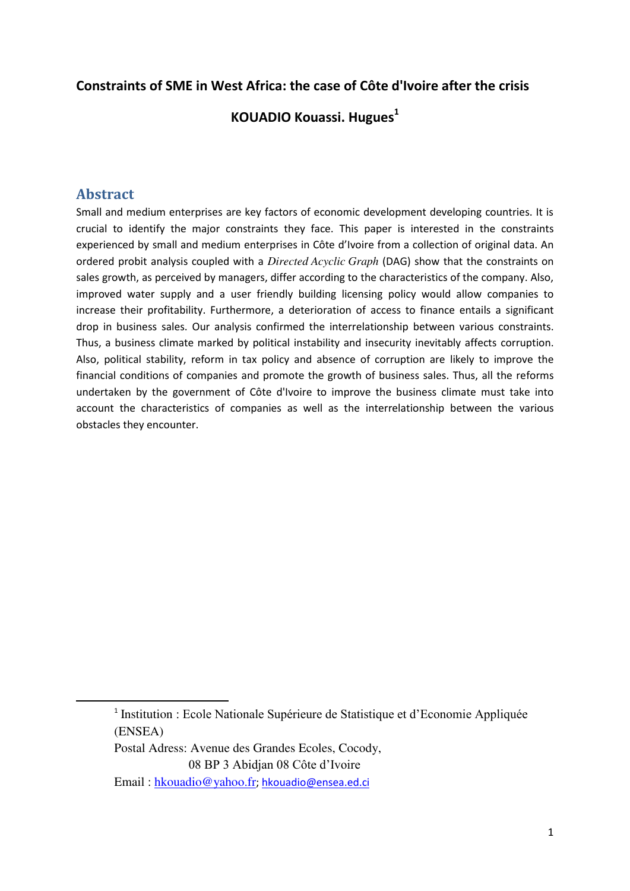**Constraints of SME in West Africa: the case of Côte d'Ivoire after the crisis**

**KOUADIO Kouassi. Hugues**[1]

## Abstract

Small and medium enterprises are key factors of economic development developing countries. It is crucial to identify the major constraints they face. This paper is interested in the constraints experienced by small and medium enterprises in Côte d'Ivoire from a collection of original data. An ordered probit analysis coupled with a *Directed Acyclic Graph* (DAG) show that the constraints on sales growth, as perceived by managers, differ according to the characteristics of the company. Also, improved water supply and a user friendly building licensing policy would allow companies to increase their profitability. Furthermore, a deterioration of access to finance entails a significant drop in business sales. Our analysis confirmed the interrelationship between various constraints. Thus, a business climate marked by political instability and insecurity inevitably affects corruption. Also, political stability, reform in tax policy and absence of corruption are likely to improve the financial conditions of companies and promote the growth of business sales. Thus, all the reforms undertaken by the government of Côte d'Ivoire to improve the business climate must take into account the characteristics of companies as well as the interrelationship between the various obstacles they encounter.

---

[1] Institution : Ecole Nationale Supérieure de Statistique et d'Economie Appliquée (ENSEA)
Postal Adress: Avenue des Grandes Ecoles, Cocody,
08 BP 3 Abidjan 08 Côte d'Ivoire
Email : hkouadio@yahoo.fr; hkouadio@ensea.ed.ci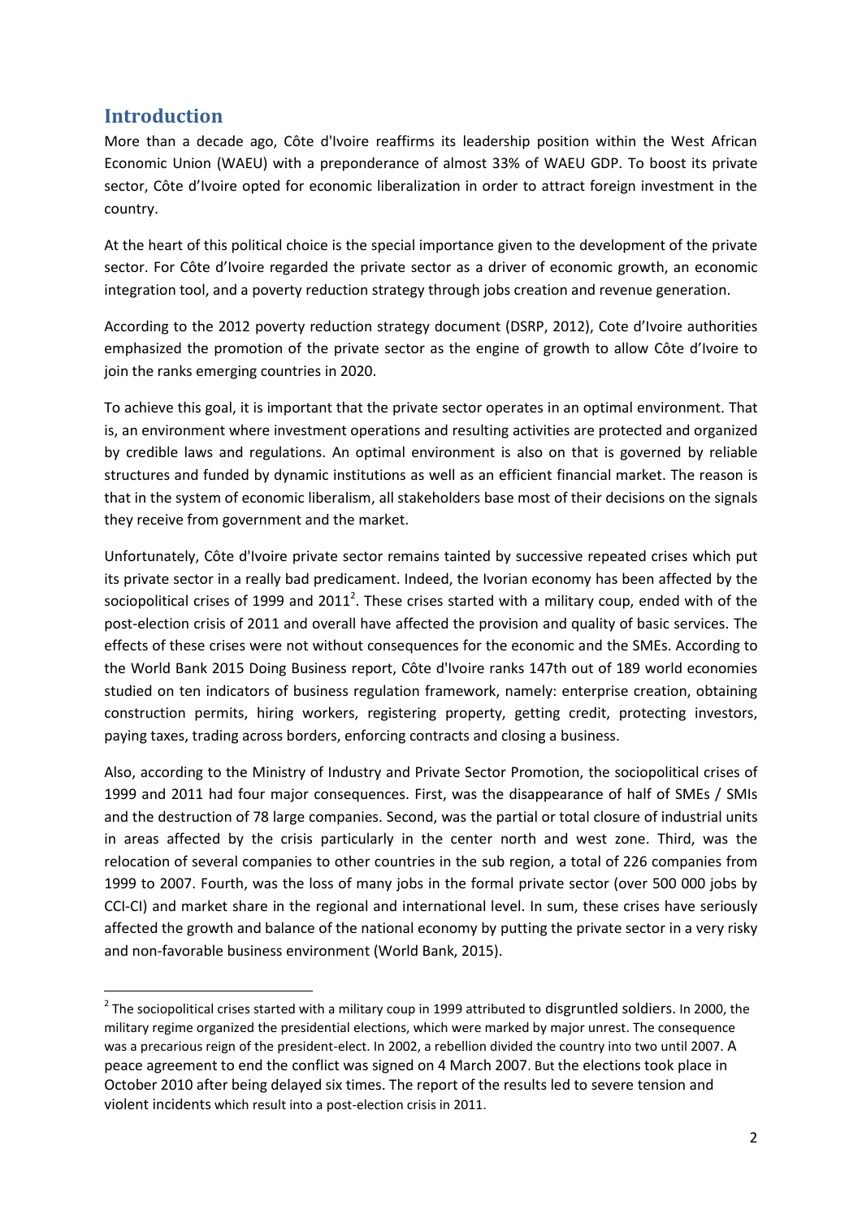## Introduction

More than a decade ago, Côte d'Ivoire reaffirms its leadership position within the West African Economic Union (WAEU) with a preponderance of almost 33% of WAEU GDP. To boost its private sector, Côte d'Ivoire opted for economic liberalization in order to attract foreign investment in the country.

At the heart of this political choice is the special importance given to the development of the private sector. For Côte d'Ivoire regarded the private sector as a driver of economic growth, an economic integration tool, and a poverty reduction strategy through jobs creation and revenue generation.

According to the 2012 poverty reduction strategy document (DSRP, 2012), Cote d'Ivoire authorities emphasized the promotion of the private sector as the engine of growth to allow Côte d'Ivoire to join the ranks emerging countries in 2020.

To achieve this goal, it is important that the private sector operates in an optimal environment. That is, an environment where investment operations and resulting activities are protected and organized by credible laws and regulations. An optimal environment is also on that is governed by reliable structures and funded by dynamic institutions as well as an efficient financial market. The reason is that in the system of economic liberalism, all stakeholders base most of their decisions on the signals they receive from government and the market.

Unfortunately, Côte d'Ivoire private sector remains tainted by successive repeated crises which put its private sector in a really bad predicament. Indeed, the Ivorian economy has been affected by the sociopolitical crises of 1999 and 2011[2]. These crises started with a military coup, ended with of the post-election crisis of 2011 and overall have affected the provision and quality of basic services. The effects of these crises were not without consequences for the economic and the SMEs. According to the World Bank 2015 Doing Business report, Côte d'Ivoire ranks 147th out of 189 world economies studied on ten indicators of business regulation framework, namely: enterprise creation, obtaining construction permits, hiring workers, registering property, getting credit, protecting investors, paying taxes, trading across borders, enforcing contracts and closing a business.

Also, according to the Ministry of Industry and Private Sector Promotion, the sociopolitical crises of 1999 and 2011 had four major consequences. First, was the disappearance of half of SMEs / SMIs and the destruction of 78 large companies. Second, was the partial or total closure of industrial units in areas affected by the crisis particularly in the center north and west zone. Third, was the relocation of several companies to other countries in the sub region, a total of 226 companies from 1999 to 2007. Fourth, was the loss of many jobs in the formal private sector (over 500 000 jobs by CCI-CI) and market share in the regional and international level. In sum, these crises have seriously affected the growth and balance of the national economy by putting the private sector in a very risky and non-favorable business environment (World Bank, 2015).

[2] The sociopolitical crises started with a military coup in 1999 attributed to disgruntled soldiers. In 2000, the military regime organized the presidential elections, which were marked by major unrest. The consequence was a precarious reign of the president-elect. In 2002, a rebellion divided the country into two until 2007. A peace agreement to end the conflict was signed on 4 March 2007. But the elections took place in October 2010 after being delayed six times. The report of the results led to severe tension and violent incidents which result into a post-election crisis in 2011.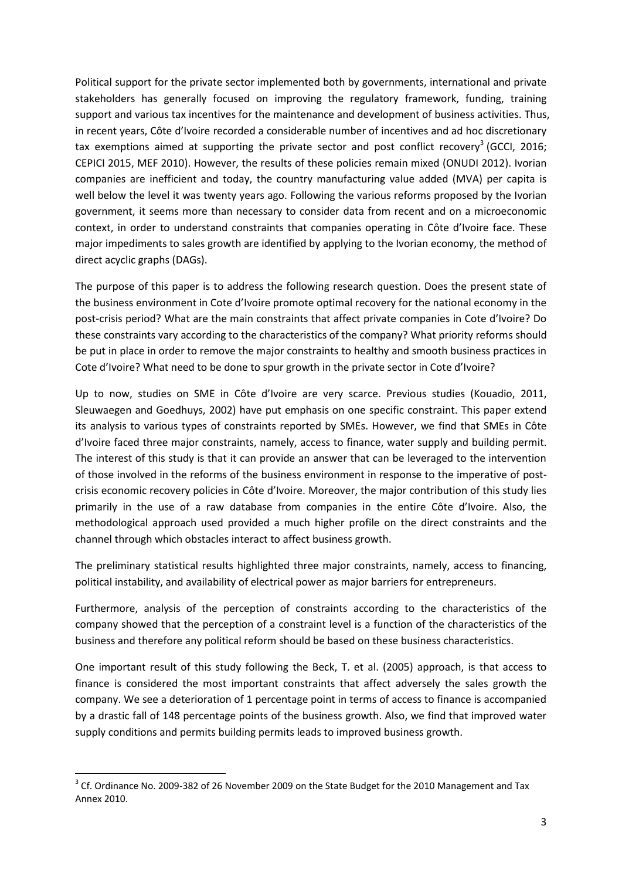Political support for the private sector implemented both by governments, international and private stakeholders has generally focused on improving the regulatory framework, funding, training support and various tax incentives for the maintenance and development of business activities. Thus, in recent years, Côte d'Ivoire recorded a considerable number of incentives and ad hoc discretionary tax exemptions aimed at supporting the private sector and post conflict recovery[3] (GCCI, 2016; CEPICI 2015, MEF 2010). However, the results of these policies remain mixed (ONUDI 2012). Ivorian companies are inefficient and today, the country manufacturing value added (MVA) per capita is well below the level it was twenty years ago. Following the various reforms proposed by the Ivorian government, it seems more than necessary to consider data from recent and on a microeconomic context, in order to understand constraints that companies operating in Côte d'Ivoire face. These major impediments to sales growth are identified by applying to the Ivorian economy, the method of direct acyclic graphs (DAGs).

The purpose of this paper is to address the following research question. Does the present state of the business environment in Cote d'Ivoire promote optimal recovery for the national economy in the post-crisis period? What are the main constraints that affect private companies in Cote d'Ivoire? Do these constraints vary according to the characteristics of the company? What priority reforms should be put in place in order to remove the major constraints to healthy and smooth business practices in Cote d'Ivoire? What need to be done to spur growth in the private sector in Cote d'Ivoire?

Up to now, studies on SME in Côte d'Ivoire are very scarce. Previous studies (Kouadio, 2011, Sleuwaegen and Goedhuys, 2002) have put emphasis on one specific constraint. This paper extend its analysis to various types of constraints reported by SMEs. However, we find that SMEs in Côte d'Ivoire faced three major constraints, namely, access to finance, water supply and building permit. The interest of this study is that it can provide an answer that can be leveraged to the intervention of those involved in the reforms of the business environment in response to the imperative of post-crisis economic recovery policies in Côte d'Ivoire. Moreover, the major contribution of this study lies primarily in the use of a raw database from companies in the entire Côte d'Ivoire. Also, the methodological approach used provided a much higher profile on the direct constraints and the channel through which obstacles interact to affect business growth.

The preliminary statistical results highlighted three major constraints, namely, access to financing, political instability, and availability of electrical power as major barriers for entrepreneurs.

Furthermore, analysis of the perception of constraints according to the characteristics of the company showed that the perception of a constraint level is a function of the characteristics of the business and therefore any political reform should be based on these business characteristics.

One important result of this study following the Beck, T. et al. (2005) approach, is that access to finance is considered the most important constraints that affect adversely the sales growth the company. We see a deterioration of 1 percentage point in terms of access to finance is accompanied by a drastic fall of 148 percentage points of the business growth. Also, we find that improved water supply conditions and permits building permits leads to improved business growth.

[3] Cf. Ordinance No. 2009-382 of 26 November 2009 on the State Budget for the 2010 Management and Tax Annex 2010.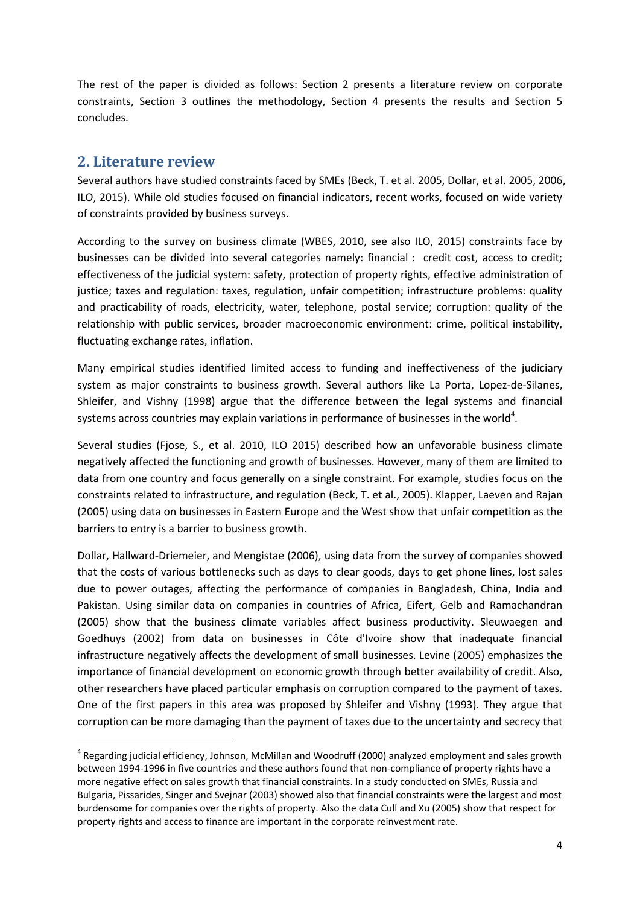The rest of the paper is divided as follows: Section 2 presents a literature review on corporate constraints, Section 3 outlines the methodology, Section 4 presents the results and Section 5 concludes.

## 2. Literature review

Several authors have studied constraints faced by SMEs (Beck, T. et al. 2005, Dollar, et al. 2005, 2006, ILO, 2015). While old studies focused on financial indicators, recent works, focused on wide variety of constraints provided by business surveys.

According to the survey on business climate (WBES, 2010, see also ILO, 2015) constraints face by businesses can be divided into several categories namely: financial : credit cost, access to credit; effectiveness of the judicial system: safety, protection of property rights, effective administration of justice; taxes and regulation: taxes, regulation, unfair competition; infrastructure problems: quality and practicability of roads, electricity, water, telephone, postal service; corruption: quality of the relationship with public services, broader macroeconomic environment: crime, political instability, fluctuating exchange rates, inflation.

Many empirical studies identified limited access to funding and ineffectiveness of the judiciary system as major constraints to business growth. Several authors like La Porta, Lopez-de-Silanes, Shleifer, and Vishny (1998) argue that the difference between the legal systems and financial systems across countries may explain variations in performance of businesses in the world[4].

Several studies (Fjose, S., et al. 2010, ILO 2015) described how an unfavorable business climate negatively affected the functioning and growth of businesses. However, many of them are limited to data from one country and focus generally on a single constraint. For example, studies focus on the constraints related to infrastructure, and regulation (Beck, T. et al., 2005). Klapper, Laeven and Rajan (2005) using data on businesses in Eastern Europe and the West show that unfair competition as the barriers to entry is a barrier to business growth.

Dollar, Hallward-Driemeier, and Mengistae (2006), using data from the survey of companies showed that the costs of various bottlenecks such as days to clear goods, days to get phone lines, lost sales due to power outages, affecting the performance of companies in Bangladesh, China, India and Pakistan. Using similar data on companies in countries of Africa, Eifert, Gelb and Ramachandran (2005) show that the business climate variables affect business productivity. Sleuwaegen and Goedhuys (2002) from data on businesses in Côte d'Ivoire show that inadequate financial infrastructure negatively affects the development of small businesses. Levine (2005) emphasizes the importance of financial development on economic growth through better availability of credit. Also, other researchers have placed particular emphasis on corruption compared to the payment of taxes. One of the first papers in this area was proposed by Shleifer and Vishny (1993). They argue that corruption can be more damaging than the payment of taxes due to the uncertainty and secrecy that

[4] Regarding judicial efficiency, Johnson, McMillan and Woodruff (2000) analyzed employment and sales growth between 1994-1996 in five countries and these authors found that non-compliance of property rights have a more negative effect on sales growth that financial constraints. In a study conducted on SMEs, Russia and Bulgaria, Pissarides, Singer and Svejnar (2003) showed also that financial constraints were the largest and most burdensome for companies over the rights of property. Also the data Cull and Xu (2005) show that respect for property rights and access to finance are important in the corporate reinvestment rate.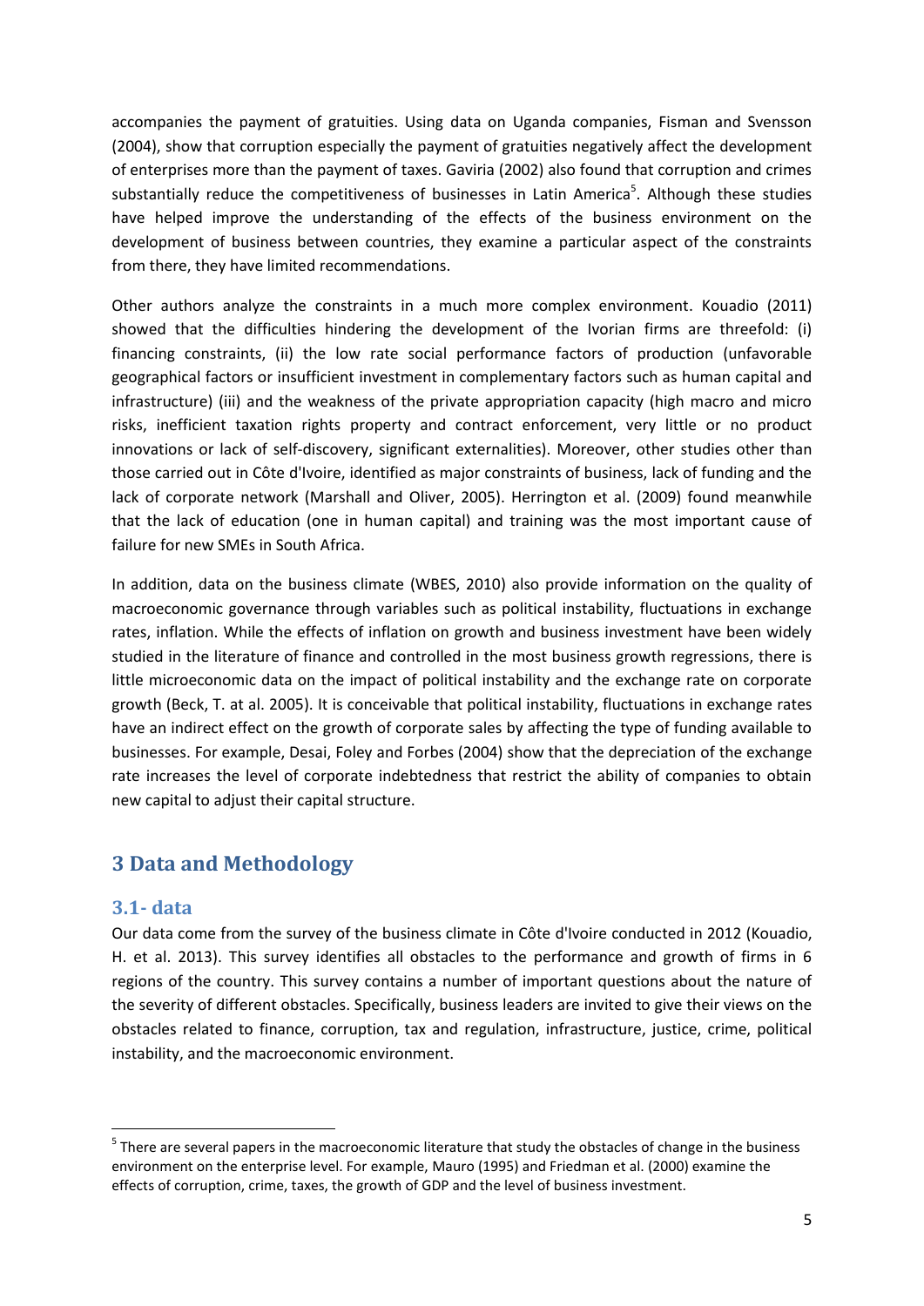accompanies the payment of gratuities. Using data on Uganda companies, Fisman and Svensson (2004), show that corruption especially the payment of gratuities negatively affect the development of enterprises more than the payment of taxes. Gaviria (2002) also found that corruption and crimes substantially reduce the competitiveness of businesses in Latin America[5]. Although these studies have helped improve the understanding of the effects of the business environment on the development of business between countries, they examine a particular aspect of the constraints from there, they have limited recommendations.

Other authors analyze the constraints in a much more complex environment. Kouadio (2011) showed that the difficulties hindering the development of the Ivorian firms are threefold: (i) financing constraints, (ii) the low rate social performance factors of production (unfavorable geographical factors or insufficient investment in complementary factors such as human capital and infrastructure) (iii) and the weakness of the private appropriation capacity (high macro and micro risks, inefficient taxation rights property and contract enforcement, very little or no product innovations or lack of self-discovery, significant externalities). Moreover, other studies other than those carried out in Côte d'Ivoire, identified as major constraints of business, lack of funding and the lack of corporate network (Marshall and Oliver, 2005). Herrington et al. (2009) found meanwhile that the lack of education (one in human capital) and training was the most important cause of failure for new SMEs in South Africa.

In addition, data on the business climate (WBES, 2010) also provide information on the quality of macroeconomic governance through variables such as political instability, fluctuations in exchange rates, inflation. While the effects of inflation on growth and business investment have been widely studied in the literature of finance and controlled in the most business growth regressions, there is little microeconomic data on the impact of political instability and the exchange rate on corporate growth (Beck, T. at al. 2005). It is conceivable that political instability, fluctuations in exchange rates have an indirect effect on the growth of corporate sales by affecting the type of funding available to businesses. For example, Desai, Foley and Forbes (2004) show that the depreciation of the exchange rate increases the level of corporate indebtedness that restrict the ability of companies to obtain new capital to adjust their capital structure.

## 3 Data and Methodology

### 3.1- data

Our data come from the survey of the business climate in Côte d'Ivoire conducted in 2012 (Kouadio, H. et al. 2013). This survey identifies all obstacles to the performance and growth of firms in 6 regions of the country. This survey contains a number of important questions about the nature of the severity of different obstacles. Specifically, business leaders are invited to give their views on the obstacles related to finance, corruption, tax and regulation, infrastructure, justice, crime, political instability, and the macroeconomic environment.

[5] There are several papers in the macroeconomic literature that study the obstacles of change in the business environment on the enterprise level. For example, Mauro (1995) and Friedman et al. (2000) examine the effects of corruption, crime, taxes, the growth of GDP and the level of business investment.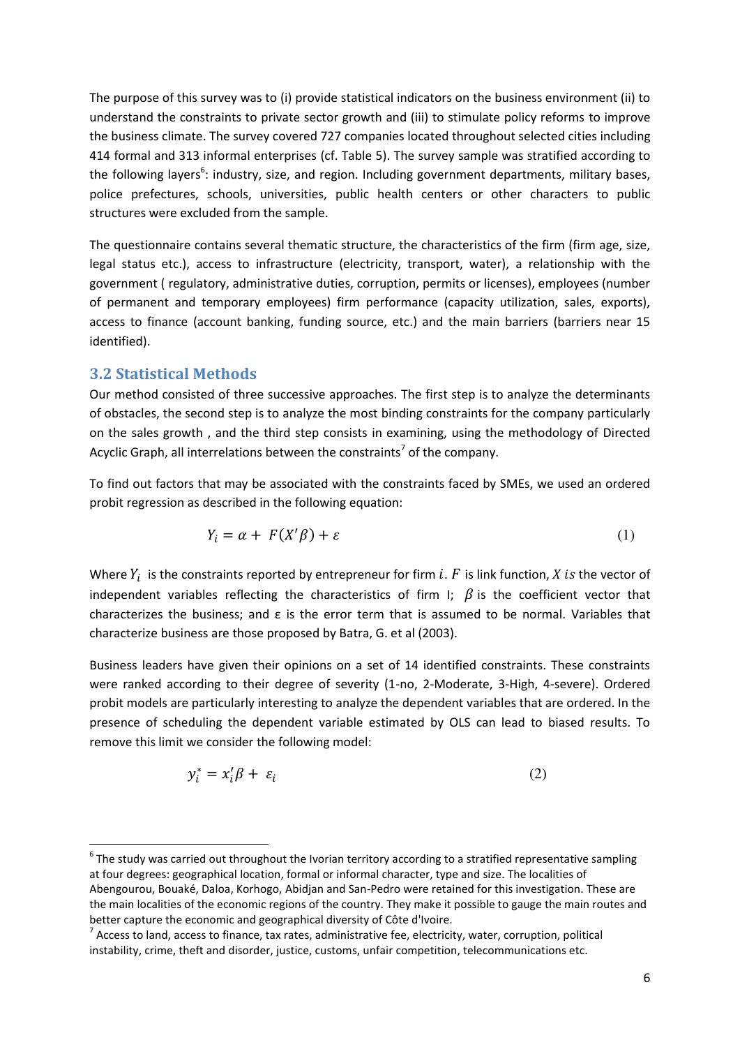The purpose of this survey was to (i) provide statistical indicators on the business environment (ii) to understand the constraints to private sector growth and (iii) to stimulate policy reforms to improve the business climate. The survey covered 727 companies located throughout selected cities including 414 formal and 313 informal enterprises (cf. Table 5). The survey sample was stratified according to the following layers[6]: industry, size, and region. Including government departments, military bases, police prefectures, schools, universities, public health centers or other characters to public structures were excluded from the sample.

The questionnaire contains several thematic structure, the characteristics of the firm (firm age, size, legal status etc.), access to infrastructure (electricity, transport, water), a relationship with the government ( regulatory, administrative duties, corruption, permits or licenses), employees (number of permanent and temporary employees) firm performance (capacity utilization, sales, exports), access to finance (account banking, funding source, etc.) and the main barriers (barriers near 15 identified).

## 3.2 Statistical Methods

Our method consisted of three successive approaches. The first step is to analyze the determinants of obstacles, the second step is to analyze the most binding constraints for the company particularly on the sales growth , and the third step consists in examining, using the methodology of Directed Acyclic Graph, all interrelations between the constraints[7] of the company.

To find out factors that may be associated with the constraints faced by SMEs, we used an ordered probit regression as described in the following equation:

$$Y_i = \alpha + F(X'\beta) + \varepsilon \tag{1}$$

Where $Y_i$ is the constraints reported by entrepreneur for firm $i$. $F$ is link function, $X$ is the vector of independent variables reflecting the characteristics of firm I; $\beta$ is the coefficient vector that characterizes the business; and ε is the error term that is assumed to be normal. Variables that characterize business are those proposed by Batra, G. et al (2003).

Business leaders have given their opinions on a set of 14 identified constraints. These constraints were ranked according to their degree of severity (1-no, 2-Moderate, 3-High, 4-severe). Ordered probit models are particularly interesting to analyze the dependent variables that are ordered. In the presence of scheduling the dependent variable estimated by OLS can lead to biased results. To remove this limit we consider the following model:

$$y_i^* = x_i'\beta + \varepsilon_i \tag{2}$$

---

[6] The study was carried out throughout the Ivorian territory according to a stratified representative sampling at four degrees: geographical location, formal or informal character, type and size. The localities of Abengourou, Bouaké, Daloa, Korhogo, Abidjan and San-Pedro were retained for this investigation. These are the main localities of the economic regions of the country. They make it possible to gauge the main routes and better capture the economic and geographical diversity of Côte d'Ivoire.

[7] Access to land, access to finance, tax rates, administrative fee, electricity, water, corruption, political instability, crime, theft and disorder, justice, customs, unfair competition, telecommunications etc.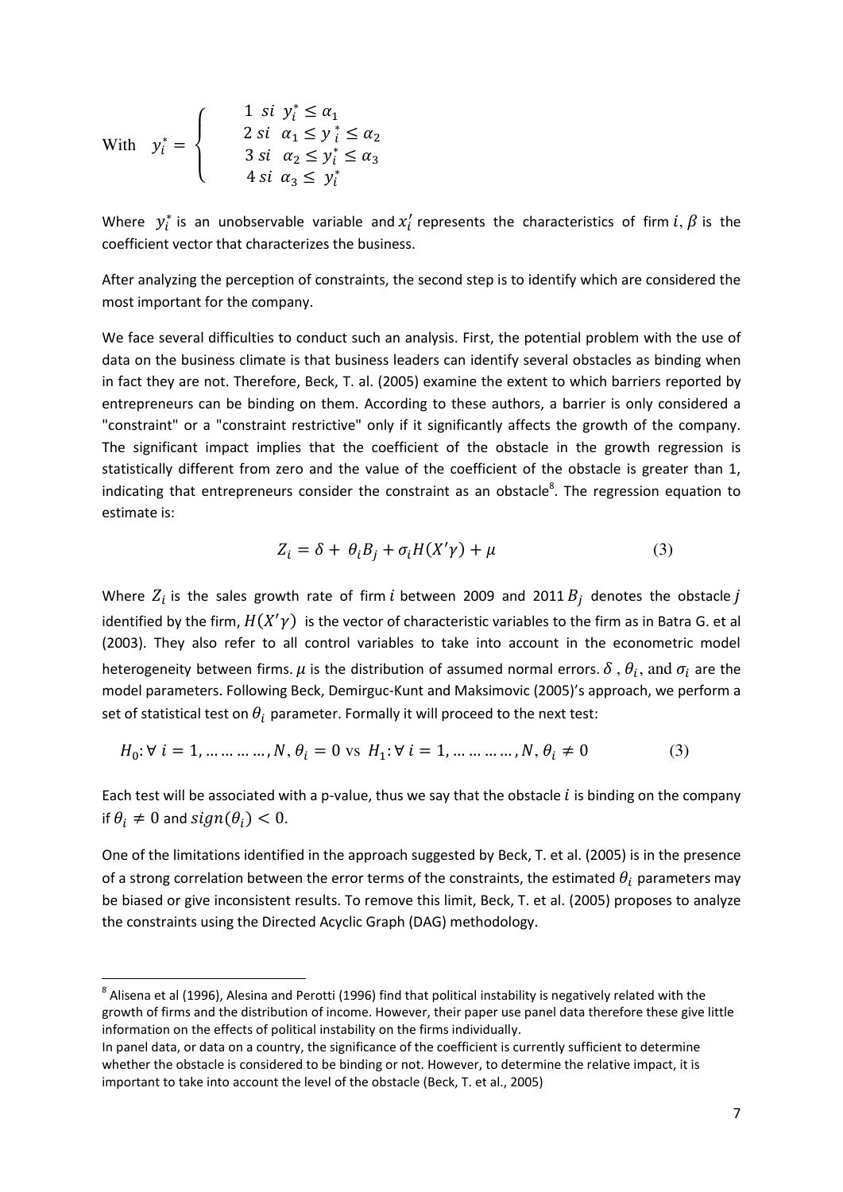With $$y_i^* = \begin{cases} 1 \ si \ \ y_i^* \leq \alpha_1 \\ 2 \ si \ \ \alpha_1 \leq y_i^* \leq \alpha_2 \\ 3 \ si \ \ \alpha_2 \leq y_i^* \leq \alpha_3 \\ 4 \ si \ \ \alpha_3 \leq \ y_i^* \end{cases}$$

Where $y_i^*$ is an unobservable variable and $x_i'$ represents the characteristics of firm $i$, $\beta$ is the coefficient vector that characterizes the business.

After analyzing the perception of constraints, the second step is to identify which are considered the most important for the company.

We face several difficulties to conduct such an analysis. First, the potential problem with the use of data on the business climate is that business leaders can identify several obstacles as binding when in fact they are not. Therefore, Beck, T. al. (2005) examine the extent to which barriers reported by entrepreneurs can be binding on them. According to these authors, a barrier is only considered a "constraint" or a "constraint restrictive" only if it significantly affects the growth of the company. The significant impact implies that the coefficient of the obstacle in the growth regression is statistically different from zero and the value of the coefficient of the obstacle is greater than 1, indicating that entrepreneurs consider the constraint as an obstacle[8]. The regression equation to estimate is:

$$Z_i = \delta + \theta_i B_j + \sigma_i H(X'\gamma) + \mu \tag{3}$$

Where $Z_i$ is the sales growth rate of firm $i$ between 2009 and 2011 $B_j$ denotes the obstacle $j$ identified by the firm, $H(X'\gamma)$ is the vector of characteristic variables to the firm as in Batra G. et al (2003). They also refer to all control variables to take into account in the econometric model heterogeneity between firms. $\mu$ is the distribution of assumed normal errors. $\delta$ , $\theta_i$, and $\sigma_i$ are the model parameters. Following Beck, Demirguc-Kunt and Maksimovic (2005)'s approach, we perform a set of statistical test on $\theta_i$ parameter. Formally it will proceed to the next test:

$$H_0: \forall \ i = 1, \dots\dots\dots\dots, N, \theta_i = 0 \text{ vs } H_1: \forall \ i = 1, \dots\dots\dots\dots, N, \theta_i \neq 0 \tag{3}$$

Each test will be associated with a p-value, thus we say that the obstacle $i$ is binding on the company if $\theta_i \neq 0$ and $sign(\theta_i) < 0$.

One of the limitations identified in the approach suggested by Beck, T. et al. (2005) is in the presence of a strong correlation between the error terms of the constraints, the estimated $\theta_i$ parameters may be biased or give inconsistent results. To remove this limit, Beck, T. et al. (2005) proposes to analyze the constraints using the Directed Acyclic Graph (DAG) methodology.

---

[8] Alisena et al (1996), Alesina and Perotti (1996) find that political instability is negatively related with the growth of firms and the distribution of income. However, their paper use panel data therefore these give little information on the effects of political instability on the firms individually.
In panel data, or data on a country, the significance of the coefficient is currently sufficient to determine whether the obstacle is considered to be binding or not. However, to determine the relative impact, it is important to take into account the level of the obstacle (Beck, T. et al., 2005)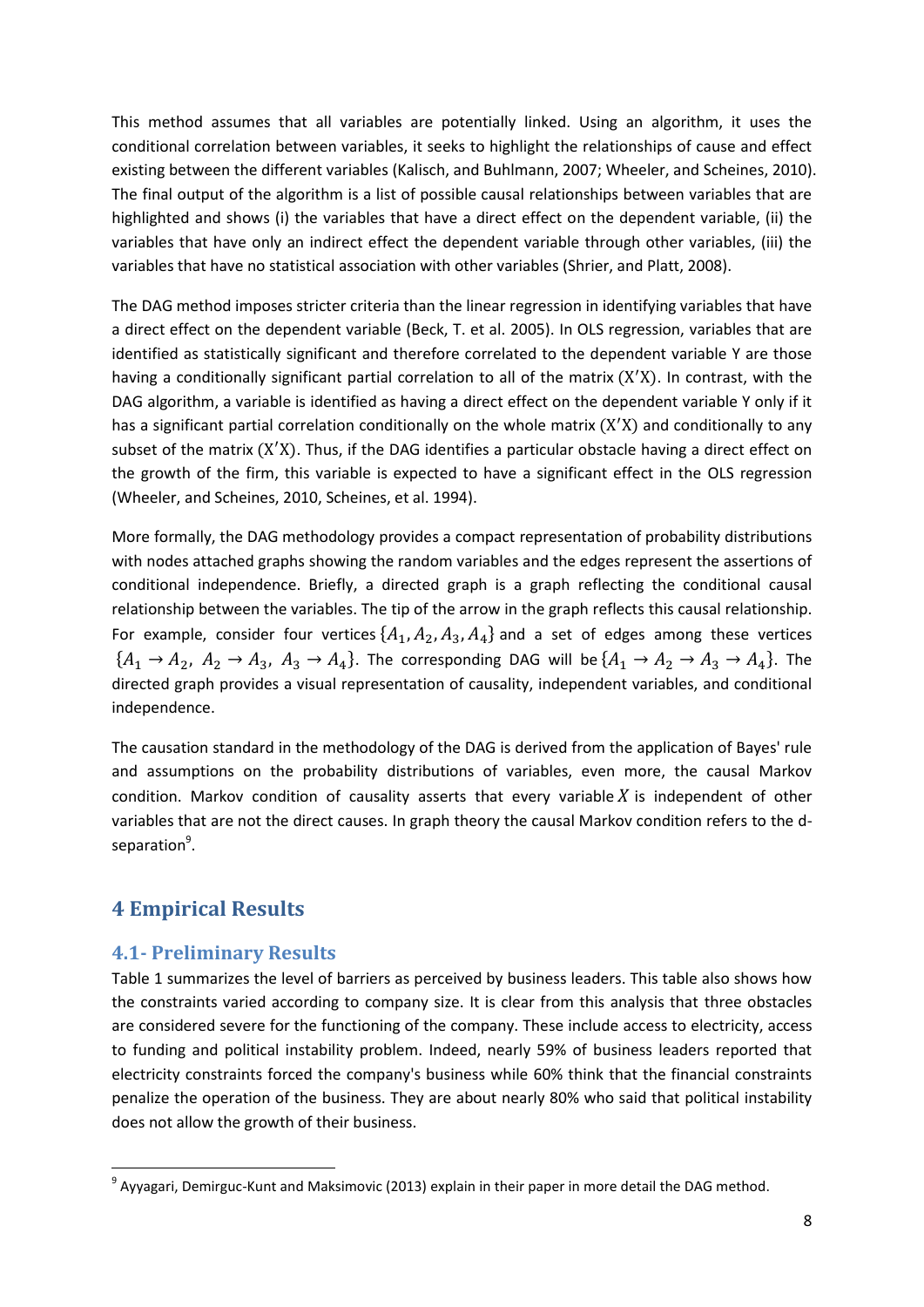This method assumes that all variables are potentially linked. Using an algorithm, it uses the conditional correlation between variables, it seeks to highlight the relationships of cause and effect existing between the different variables (Kalisch, and Buhlmann, 2007; Wheeler, and Scheines, 2010). The final output of the algorithm is a list of possible causal relationships between variables that are highlighted and shows (i) the variables that have a direct effect on the dependent variable, (ii) the variables that have only an indirect effect the dependent variable through other variables, (iii) the variables that have no statistical association with other variables (Shrier, and Platt, 2008).

The DAG method imposes stricter criteria than the linear regression in identifying variables that have a direct effect on the dependent variable (Beck, T. et al. 2005). In OLS regression, variables that are identified as statistically significant and therefore correlated to the dependent variable Y are those having a conditionally significant partial correlation to all of the matrix $(\mathrm{X}'\mathrm{X})$. In contrast, with the DAG algorithm, a variable is identified as having a direct effect on the dependent variable Y only if it has a significant partial correlation conditionally on the whole matrix $(\mathrm{X}'\mathrm{X})$ and conditionally to any subset of the matrix $(\mathrm{X}'\mathrm{X})$. Thus, if the DAG identifies a particular obstacle having a direct effect on the growth of the firm, this variable is expected to have a significant effect in the OLS regression (Wheeler, and Scheines, 2010, Scheines, et al. 1994).

More formally, the DAG methodology provides a compact representation of probability distributions with nodes attached graphs showing the random variables and the edges represent the assertions of conditional independence. Briefly, a directed graph is a graph reflecting the conditional causal relationship between the variables. The tip of the arrow in the graph reflects this causal relationship. For example, consider four vertices $\{A_1, A_2, A_3, A_4\}$ and a set of edges among these vertices $\{A_1 \rightarrow A_2,\ A_2 \rightarrow A_3,\ A_3 \rightarrow A_4\}$. The corresponding DAG will be $\{A_1 \rightarrow A_2 \rightarrow A_3 \rightarrow A_4\}$. The directed graph provides a visual representation of causality, independent variables, and conditional independence.

The causation standard in the methodology of the DAG is derived from the application of Bayes' rule and assumptions on the probability distributions of variables, even more, the causal Markov condition. Markov condition of causality asserts that every variable $X$ is independent of other variables that are not the direct causes. In graph theory the causal Markov condition refers to the d-separation[9].

# 4 Empirical Results

## 4.1- Preliminary Results

Table 1 summarizes the level of barriers as perceived by business leaders. This table also shows how the constraints varied according to company size. It is clear from this analysis that three obstacles are considered severe for the functioning of the company. These include access to electricity, access to funding and political instability problem. Indeed, nearly 59% of business leaders reported that electricity constraints forced the company's business while 60% think that the financial constraints penalize the operation of the business. They are about nearly 80% who said that political instability does not allow the growth of their business.

[9] Ayyagari, Demirguc-Kunt and Maksimovic (2013) explain in their paper in more detail the DAG method.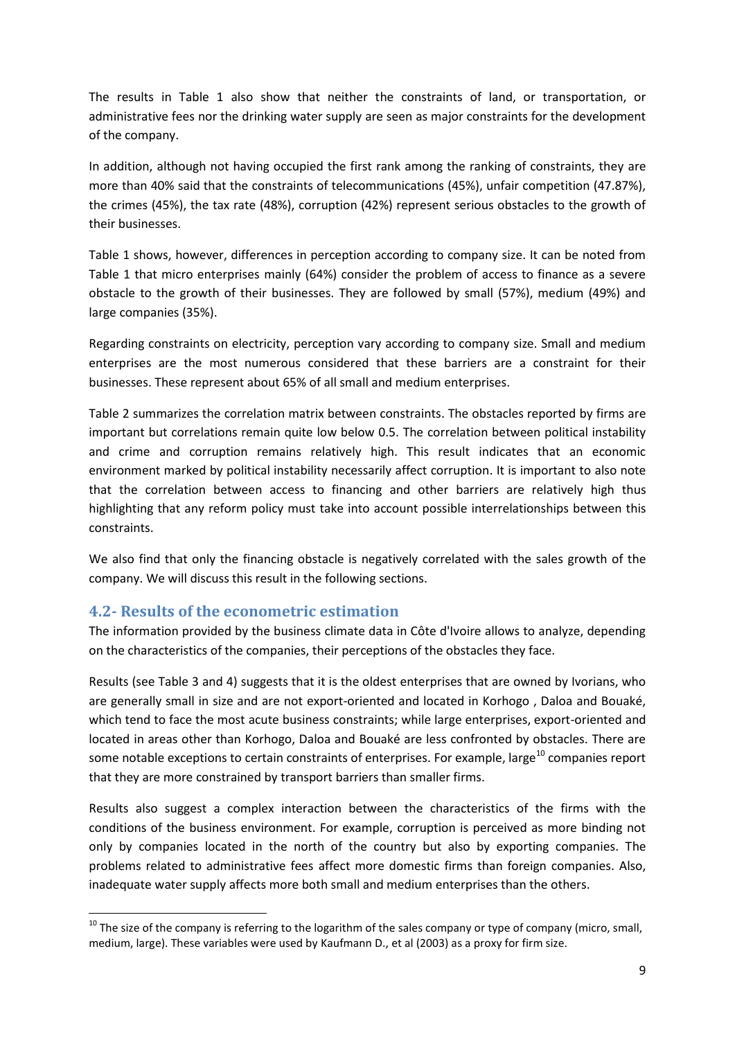The results in Table 1 also show that neither the constraints of land, or transportation, or administrative fees nor the drinking water supply are seen as major constraints for the development of the company.

In addition, although not having occupied the first rank among the ranking of constraints, they are more than 40% said that the constraints of telecommunications (45%), unfair competition (47.87%), the crimes (45%), the tax rate (48%), corruption (42%) represent serious obstacles to the growth of their businesses.

Table 1 shows, however, differences in perception according to company size. It can be noted from Table 1 that micro enterprises mainly (64%) consider the problem of access to finance as a severe obstacle to the growth of their businesses. They are followed by small (57%), medium (49%) and large companies (35%).

Regarding constraints on electricity, perception vary according to company size. Small and medium enterprises are the most numerous considered that these barriers are a constraint for their businesses. These represent about 65% of all small and medium enterprises.

Table 2 summarizes the correlation matrix between constraints. The obstacles reported by firms are important but correlations remain quite low below 0.5. The correlation between political instability and crime and corruption remains relatively high. This result indicates that an economic environment marked by political instability necessarily affect corruption. It is important to also note that the correlation between access to financing and other barriers are relatively high thus highlighting that any reform policy must take into account possible interrelationships between this constraints.

We also find that only the financing obstacle is negatively correlated with the sales growth of the company. We will discuss this result in the following sections.

## 4.2- Results of the econometric estimation

The information provided by the business climate data in Côte d'Ivoire allows to analyze, depending on the characteristics of the companies, their perceptions of the obstacles they face.

Results (see Table 3 and 4) suggests that it is the oldest enterprises that are owned by Ivorians, who are generally small in size and are not export-oriented and located in Korhogo , Daloa and Bouaké, which tend to face the most acute business constraints; while large enterprises, export-oriented and located in areas other than Korhogo, Daloa and Bouaké are less confronted by obstacles. There are some notable exceptions to certain constraints of enterprises. For example, large[10] companies report that they are more constrained by transport barriers than smaller firms.

Results also suggest a complex interaction between the characteristics of the firms with the conditions of the business environment. For example, corruption is perceived as more binding not only by companies located in the north of the country but also by exporting companies. The problems related to administrative fees affect more domestic firms than foreign companies. Also, inadequate water supply affects more both small and medium enterprises than the others.

[10] The size of the company is referring to the logarithm of the sales company or type of company (micro, small, medium, large). These variables were used by Kaufmann D., et al (2003) as a proxy for firm size.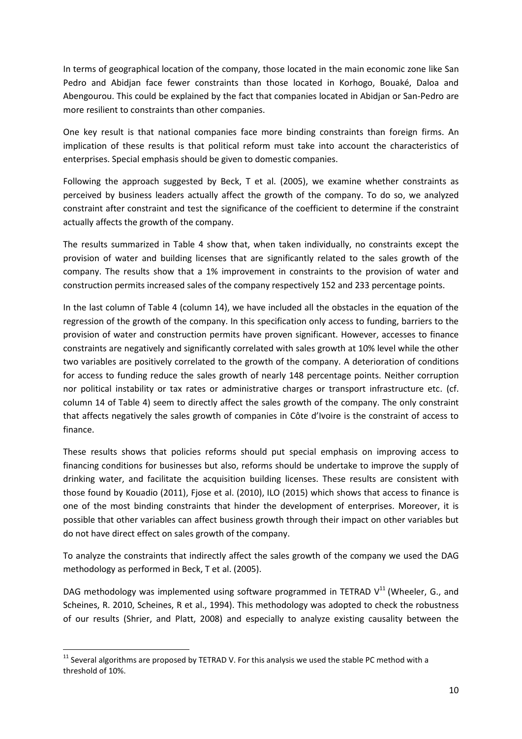In terms of geographical location of the company, those located in the main economic zone like San Pedro and Abidjan face fewer constraints than those located in Korhogo, Bouaké, Daloa and Abengourou. This could be explained by the fact that companies located in Abidjan or San-Pedro are more resilient to constraints than other companies.

One key result is that national companies face more binding constraints than foreign firms. An implication of these results is that political reform must take into account the characteristics of enterprises. Special emphasis should be given to domestic companies.

Following the approach suggested by Beck, T et al. (2005), we examine whether constraints as perceived by business leaders actually affect the growth of the company. To do so, we analyzed constraint after constraint and test the significance of the coefficient to determine if the constraint actually affects the growth of the company.

The results summarized in Table 4 show that, when taken individually, no constraints except the provision of water and building licenses that are significantly related to the sales growth of the company. The results show that a 1% improvement in constraints to the provision of water and construction permits increased sales of the company respectively 152 and 233 percentage points.

In the last column of Table 4 (column 14), we have included all the obstacles in the equation of the regression of the growth of the company. In this specification only access to funding, barriers to the provision of water and construction permits have proven significant. However, accesses to finance constraints are negatively and significantly correlated with sales growth at 10% level while the other two variables are positively correlated to the growth of the company. A deterioration of conditions for access to funding reduce the sales growth of nearly 148 percentage points. Neither corruption nor political instability or tax rates or administrative charges or transport infrastructure etc. (cf. column 14 of Table 4) seem to directly affect the sales growth of the company. The only constraint that affects negatively the sales growth of companies in Côte d'Ivoire is the constraint of access to finance.

These results shows that policies reforms should put special emphasis on improving access to financing conditions for businesses but also, reforms should be undertake to improve the supply of drinking water, and facilitate the acquisition building licenses. These results are consistent with those found by Kouadio (2011), Fjose et al. (2010), ILO (2015) which shows that access to finance is one of the most binding constraints that hinder the development of enterprises. Moreover, it is possible that other variables can affect business growth through their impact on other variables but do not have direct effect on sales growth of the company.

To analyze the constraints that indirectly affect the sales growth of the company we used the DAG methodology as performed in Beck, T et al. (2005).

DAG methodology was implemented using software programmed in TETRAD V[11] (Wheeler, G., and Scheines, R. 2010, Scheines, R et al., 1994). This methodology was adopted to check the robustness of our results (Shrier, and Platt, 2008) and especially to analyze existing causality between the

[11] Several algorithms are proposed by TETRAD V. For this analysis we used the stable PC method with a threshold of 10%.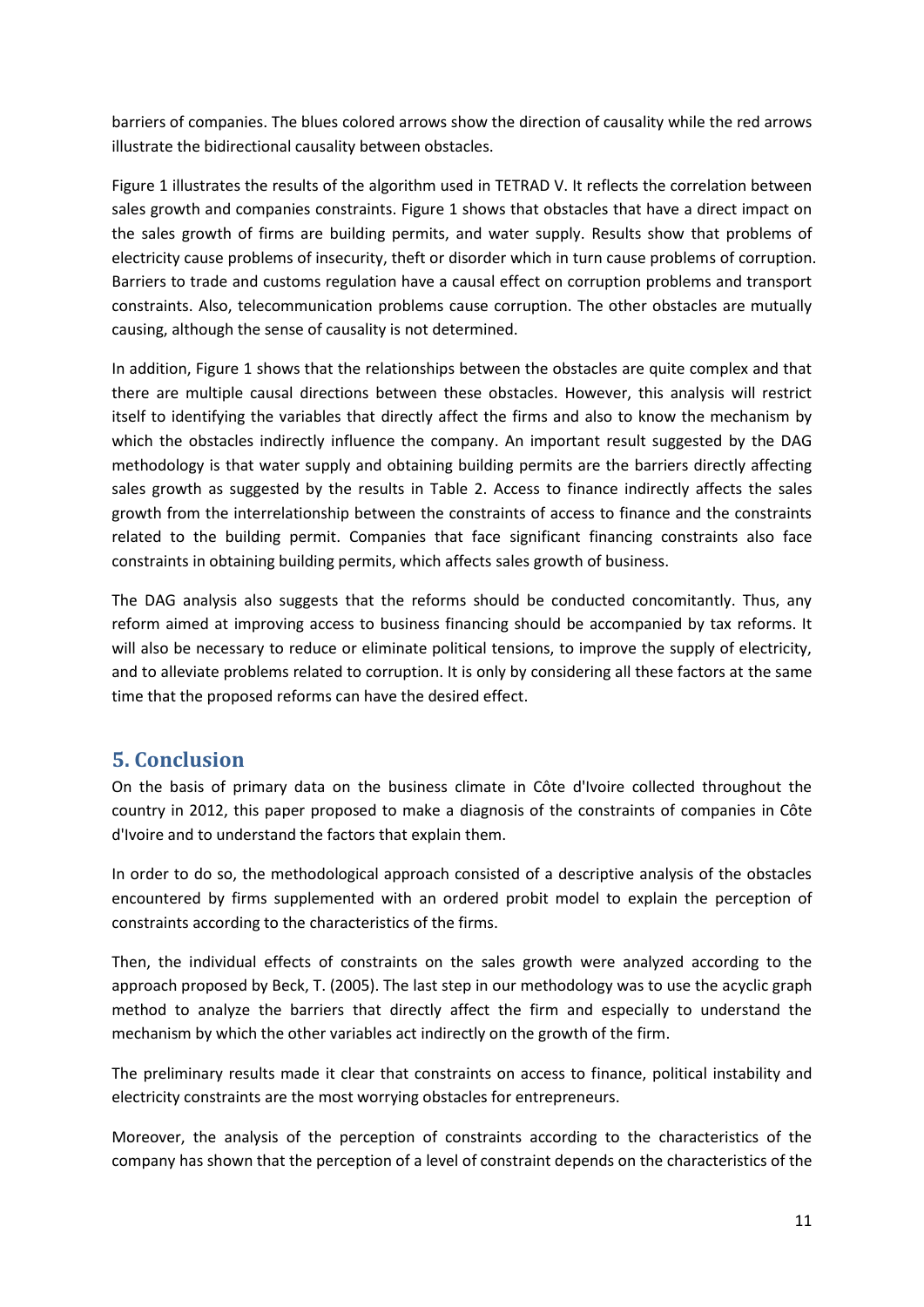barriers of companies. The blues colored arrows show the direction of causality while the red arrows illustrate the bidirectional causality between obstacles.

Figure 1 illustrates the results of the algorithm used in TETRAD V. It reflects the correlation between sales growth and companies constraints. Figure 1 shows that obstacles that have a direct impact on the sales growth of firms are building permits, and water supply. Results show that problems of electricity cause problems of insecurity, theft or disorder which in turn cause problems of corruption. Barriers to trade and customs regulation have a causal effect on corruption problems and transport constraints. Also, telecommunication problems cause corruption. The other obstacles are mutually causing, although the sense of causality is not determined.

In addition, Figure 1 shows that the relationships between the obstacles are quite complex and that there are multiple causal directions between these obstacles. However, this analysis will restrict itself to identifying the variables that directly affect the firms and also to know the mechanism by which the obstacles indirectly influence the company. An important result suggested by the DAG methodology is that water supply and obtaining building permits are the barriers directly affecting sales growth as suggested by the results in Table 2. Access to finance indirectly affects the sales growth from the interrelationship between the constraints of access to finance and the constraints related to the building permit. Companies that face significant financing constraints also face constraints in obtaining building permits, which affects sales growth of business.

The DAG analysis also suggests that the reforms should be conducted concomitantly. Thus, any reform aimed at improving access to business financing should be accompanied by tax reforms. It will also be necessary to reduce or eliminate political tensions, to improve the supply of electricity, and to alleviate problems related to corruption. It is only by considering all these factors at the same time that the proposed reforms can have the desired effect.

## 5. Conclusion

On the basis of primary data on the business climate in Côte d'Ivoire collected throughout the country in 2012, this paper proposed to make a diagnosis of the constraints of companies in Côte d'Ivoire and to understand the factors that explain them.

In order to do so, the methodological approach consisted of a descriptive analysis of the obstacles encountered by firms supplemented with an ordered probit model to explain the perception of constraints according to the characteristics of the firms.

Then, the individual effects of constraints on the sales growth were analyzed according to the approach proposed by Beck, T. (2005). The last step in our methodology was to use the acyclic graph method to analyze the barriers that directly affect the firm and especially to understand the mechanism by which the other variables act indirectly on the growth of the firm.

The preliminary results made it clear that constraints on access to finance, political instability and electricity constraints are the most worrying obstacles for entrepreneurs.

Moreover, the analysis of the perception of constraints according to the characteristics of the company has shown that the perception of a level of constraint depends on the characteristics of the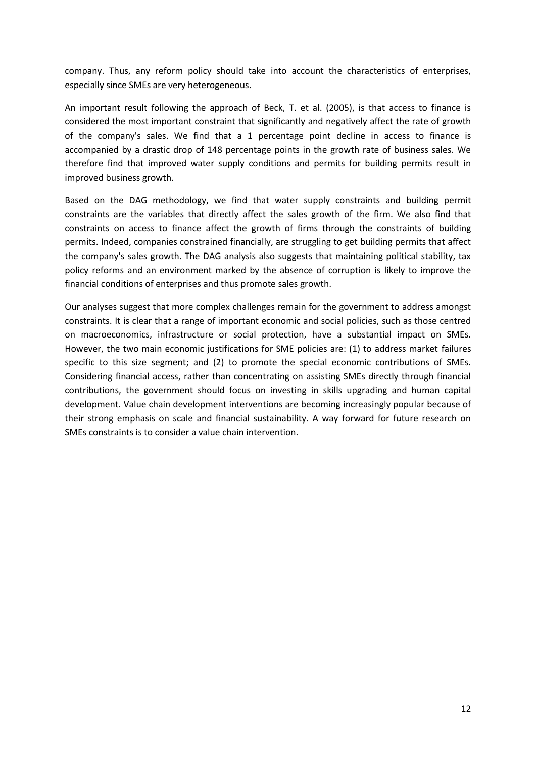company. Thus, any reform policy should take into account the characteristics of enterprises, especially since SMEs are very heterogeneous.

An important result following the approach of Beck, T. et al. (2005), is that access to finance is considered the most important constraint that significantly and negatively affect the rate of growth of the company's sales. We find that a 1 percentage point decline in access to finance is accompanied by a drastic drop of 148 percentage points in the growth rate of business sales. We therefore find that improved water supply conditions and permits for building permits result in improved business growth.

Based on the DAG methodology, we find that water supply constraints and building permit constraints are the variables that directly affect the sales growth of the firm. We also find that constraints on access to finance affect the growth of firms through the constraints of building permits. Indeed, companies constrained financially, are struggling to get building permits that affect the company's sales growth. The DAG analysis also suggests that maintaining political stability, tax policy reforms and an environment marked by the absence of corruption is likely to improve the financial conditions of enterprises and thus promote sales growth.

Our analyses suggest that more complex challenges remain for the government to address amongst constraints. It is clear that a range of important economic and social policies, such as those centred on macroeconomics, infrastructure or social protection, have a substantial impact on SMEs. However, the two main economic justifications for SME policies are: (1) to address market failures specific to this size segment; and (2) to promote the special economic contributions of SMEs. Considering financial access, rather than concentrating on assisting SMEs directly through financial contributions, the government should focus on investing in skills upgrading and human capital development. Value chain development interventions are becoming increasingly popular because of their strong emphasis on scale and financial sustainability. A way forward for future research on SMEs constraints is to consider a value chain intervention.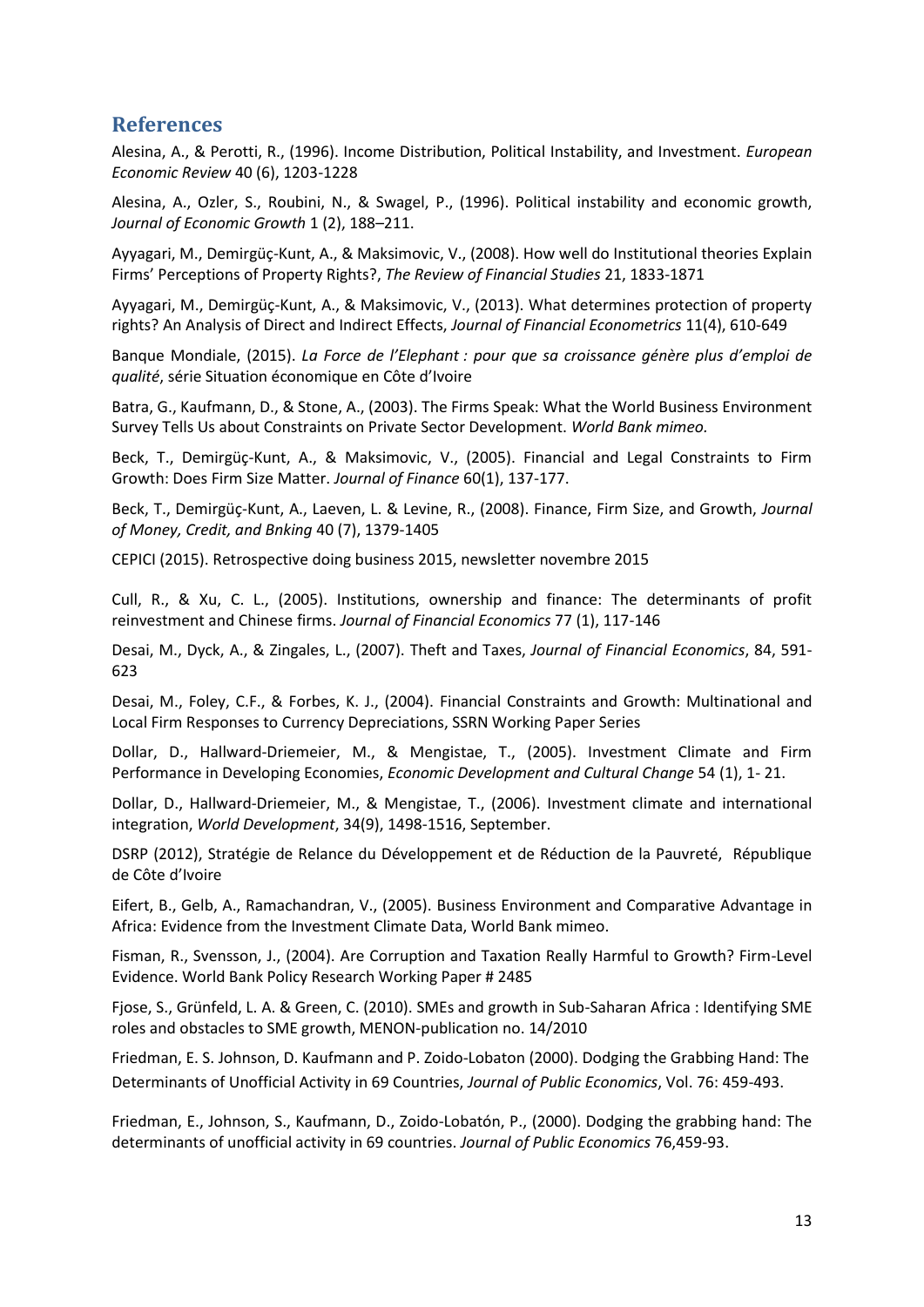## References

Alesina, A., & Perotti, R., (1996). Income Distribution, Political Instability, and Investment. *European Economic Review* 40 (6), 1203-1228

Alesina, A., Ozler, S., Roubini, N., & Swagel, P., (1996). Political instability and economic growth, *Journal of Economic Growth* 1 (2), 188–211.

Ayyagari, M., Demirgüç-Kunt, A., & Maksimovic, V., (2008). How well do Institutional theories Explain Firms' Perceptions of Property Rights?, *The Review of Financial Studies* 21, 1833-1871

Ayyagari, M., Demirgüç-Kunt, A., & Maksimovic, V., (2013). What determines protection of property rights? An Analysis of Direct and Indirect Effects, *Journal of Financial Econometrics* 11(4), 610-649

Banque Mondiale, (2015). *La Force de l'Elephant : pour que sa croissance génère plus d'emploi de qualité*, série Situation économique en Côte d'Ivoire

Batra, G., Kaufmann, D., & Stone, A., (2003). The Firms Speak: What the World Business Environment Survey Tells Us about Constraints on Private Sector Development. *World Bank mimeo.*

Beck, T., Demirgüç-Kunt, A., & Maksimovic, V., (2005). Financial and Legal Constraints to Firm Growth: Does Firm Size Matter. *Journal of Finance* 60(1), 137-177.

Beck, T., Demirgüç-Kunt, A., Laeven, L. & Levine, R., (2008). Finance, Firm Size, and Growth, *Journal of Money, Credit, and Bnking* 40 (7), 1379-1405

CEPICI (2015). Retrospective doing business 2015, newsletter novembre 2015

Cull, R., & Xu, C. L., (2005). Institutions, ownership and finance: The determinants of profit reinvestment and Chinese firms. *Journal of Financial Economics* 77 (1), 117-146

Desai, M., Dyck, A., & Zingales, L., (2007). Theft and Taxes, *Journal of Financial Economics*, 84, 591-623

Desai, M., Foley, C.F., & Forbes, K. J., (2004). Financial Constraints and Growth: Multinational and Local Firm Responses to Currency Depreciations, SSRN Working Paper Series

Dollar, D., Hallward-Driemeier, M., & Mengistae, T., (2005). Investment Climate and Firm Performance in Developing Economies, *Economic Development and Cultural Change* 54 (1), 1- 21.

Dollar, D., Hallward-Driemeier, M., & Mengistae, T., (2006). Investment climate and international integration, *World Development*, 34(9), 1498-1516, September.

DSRP (2012), Stratégie de Relance du Développement et de Réduction de la Pauvreté, République de Côte d'Ivoire

Eifert, B., Gelb, A., Ramachandran, V., (2005). Business Environment and Comparative Advantage in Africa: Evidence from the Investment Climate Data, World Bank mimeo.

Fisman, R., Svensson, J., (2004). Are Corruption and Taxation Really Harmful to Growth? Firm-Level Evidence. World Bank Policy Research Working Paper # 2485

Fjose, S., Grünfeld, L. A. & Green, C. (2010). SMEs and growth in Sub-Saharan Africa : Identifying SME roles and obstacles to SME growth, MENON-publication no. 14/2010

Friedman, E. S. Johnson, D. Kaufmann and P. Zoido-Lobaton (2000). Dodging the Grabbing Hand: The Determinants of Unofficial Activity in 69 Countries, *Journal of Public Economics*, Vol. 76: 459-493.

Friedman, E., Johnson, S., Kaufmann, D., Zoido-Lobatón, P., (2000). Dodging the grabbing hand: The determinants of unofficial activity in 69 countries. *Journal of Public Economics* 76,459-93.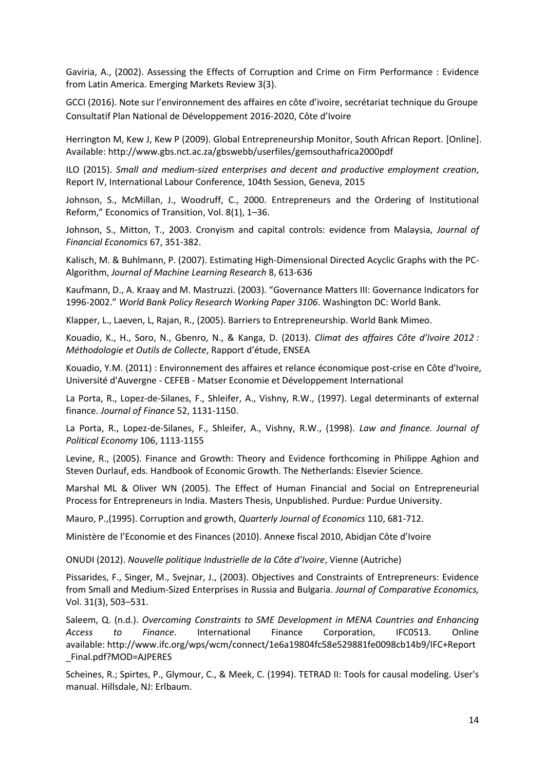Gaviria, A., (2002). Assessing the Effects of Corruption and Crime on Firm Performance : Evidence from Latin America. Emerging Markets Review 3(3).

GCCI (2016). Note sur l'environnement des affaires en côte d'ivoire, secrétariat technique du Groupe Consultatif Plan National de Développement 2016-2020, Côte d'Ivoire

Herrington M, Kew J, Kew P (2009). Global Entrepreneurship Monitor, South African Report. [Online]. Available: http://www.gbs.nct.ac.za/gbswebb/userfiles/gemsouthafrica2000pdf

ILO (2015). *Small and medium-sized enterprises and decent and productive employment creation*, Report IV, International Labour Conference, 104th Session, Geneva, 2015

Johnson, S., McMillan, J., Woodruff, C., 2000. Entrepreneurs and the Ordering of Institutional Reform," Economics of Transition, Vol. 8(1), 1–36.

Johnson, S., Mitton, T., 2003. Cronyism and capital controls: evidence from Malaysia, *Journal of Financial Economics* 67, 351-382.

Kalisch, M. & Buhlmann, P. (2007). Estimating High-Dimensional Directed Acyclic Graphs with the PC-Algorithm, *Journal of Machine Learning Research* 8, 613-636

Kaufmann, D., A. Kraay and M. Mastruzzi. (2003). "Governance Matters III: Governance Indicators for 1996-2002." *World Bank Policy Research Working Paper 3106*. Washington DC: World Bank.

Klapper, L., Laeven, L, Rajan, R., (2005). Barriers to Entrepreneurship. World Bank Mimeo.

Kouadio, K., H., Soro, N., Gbenro, N., & Kanga, D. (2013). *Climat des affaires Côte d'Ivoire 2012 : Méthodologie et Outils de Collecte*, Rapport d'étude, ENSEA

Kouadio, Y.M. (2011) : Environnement des affaires et relance économique post-crise en Côte d'Ivoire, Université d'Auvergne - CEFEB - Matser Economie et Développement International

La Porta, R., Lopez-de-Silanes, F., Shleifer, A., Vishny, R.W., (1997). Legal determinants of external finance. *Journal of Finance* 52, 1131-1150.

La Porta, R., Lopez-de-Silanes, F., Shleifer, A., Vishny, R.W., (1998). *Law and finance. Journal of Political Economy* 106, 1113-1155

Levine, R., (2005). Finance and Growth: Theory and Evidence forthcoming in Philippe Aghion and Steven Durlauf, eds. Handbook of Economic Growth. The Netherlands: Elsevier Science.

Marshal ML & Oliver WN (2005). The Effect of Human Financial and Social on Entrepreneurial Process for Entrepreneurs in India. Masters Thesis, Unpublished. Purdue: Purdue University.

Mauro, P.,(1995). Corruption and growth, *Quarterly Journal of Economics* 110, 681-712.

Ministère de l'Economie et des Finances (2010). Annexe fiscal 2010, Abidjan Côte d'Ivoire

ONUDI (2012). *Nouvelle politique Industrielle de la Côte d'Ivoire*, Vienne (Autriche)

Pissarides, F., Singer, M., Svejnar, J., (2003). Objectives and Constraints of Entrepreneurs: Evidence from Small and Medium-Sized Enterprises in Russia and Bulgaria. *Journal of Comparative Economics,* Vol. 31(3), 503–531.

Saleem, Q. (n.d.). *Overcoming Constraints to SME Development in MENA Countries and Enhancing Access to Finance*. International Finance Corporation, IFC0513. Online available: http://www.ifc.org/wps/wcm/connect/1e6a19804fc58e529881fe0098cb14b9/IFC+Report_Final.pdf?MOD=AJPERES

Scheines, R.; Spirtes, P., Glymour, C., & Meek, C. (1994). TETRAD II: Tools for causal modeling. User's manual. Hillsdale, NJ: Erlbaum.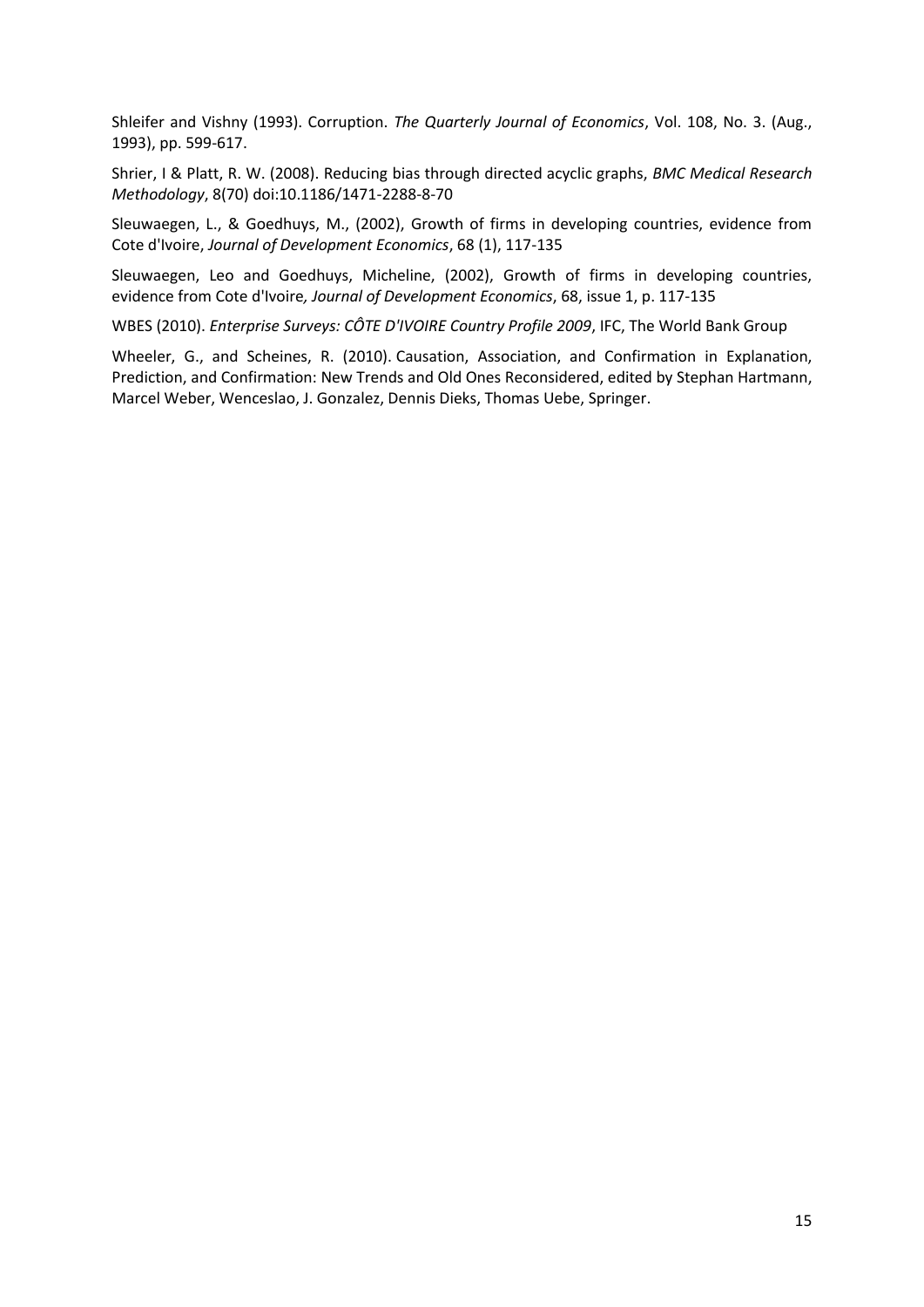Shleifer and Vishny (1993). Corruption. *The Quarterly Journal of Economics*, Vol. 108, No. 3. (Aug., 1993), pp. 599-617.

Shrier, I & Platt, R. W. (2008). Reducing bias through directed acyclic graphs, *BMC Medical Research Methodology*, 8(70) doi:10.1186/1471-2288-8-70

Sleuwaegen, L., & Goedhuys, M., (2002), Growth of firms in developing countries, evidence from Cote d'Ivoire, *Journal of Development Economics*, 68 (1), 117-135

Sleuwaegen, Leo and Goedhuys, Micheline, (2002), Growth of firms in developing countries, evidence from Cote d'Ivoire*, Journal of Development Economics*, 68, issue 1, p. 117-135

WBES (2010). *Enterprise Surveys: CÔTE D'IVOIRE Country Profile 2009*, IFC, The World Bank Group

Wheeler, G., and Scheines, R. (2010). Causation, Association, and Confirmation in Explanation, Prediction, and Confirmation: New Trends and Old Ones Reconsidered, edited by Stephan Hartmann, Marcel Weber, Wenceslao, J. Gonzalez, Dennis Dieks, Thomas Uebe, Springer.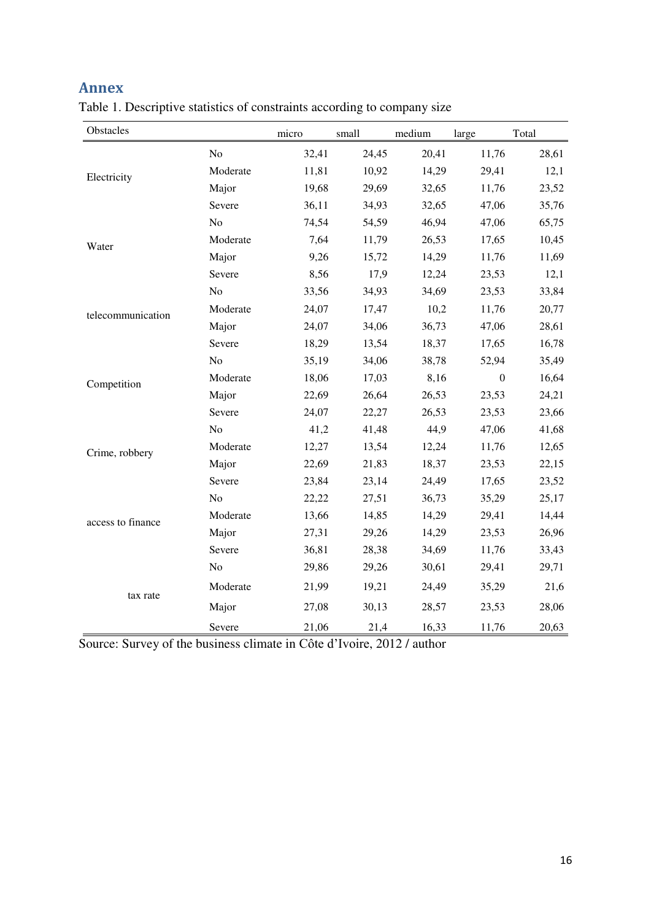## Annex

Table 1. Descriptive statistics of constraints according to company size

| Obstacles | | micro | small | medium | large | Total |
|---|---|---|---|---|---|---|
| Electricity | No | 32,41 | 24,45 | 20,41 | 11,76 | 28,61 |
| | Moderate | 11,81 | 10,92 | 14,29 | 29,41 | 12,1 |
| | Major | 19,68 | 29,69 | 32,65 | 11,76 | 23,52 |
| | Severe | 36,11 | 34,93 | 32,65 | 47,06 | 35,76 |
| Water | No | 74,54 | 54,59 | 46,94 | 47,06 | 65,75 |
| | Moderate | 7,64 | 11,79 | 26,53 | 17,65 | 10,45 |
| | Major | 9,26 | 15,72 | 14,29 | 11,76 | 11,69 |
| | Severe | 8,56 | 17,9 | 12,24 | 23,53 | 12,1 |
| telecommunication | No | 33,56 | 34,93 | 34,69 | 23,53 | 33,84 |
| | Moderate | 24,07 | 17,47 | 10,2 | 11,76 | 20,77 |
| | Major | 24,07 | 34,06 | 36,73 | 47,06 | 28,61 |
| | Severe | 18,29 | 13,54 | 18,37 | 17,65 | 16,78 |
| Competition | No | 35,19 | 34,06 | 38,78 | 52,94 | 35,49 |
| | Moderate | 18,06 | 17,03 | 8,16 | 0 | 16,64 |
| | Major | 22,69 | 26,64 | 26,53 | 23,53 | 24,21 |
| | Severe | 24,07 | 22,27 | 26,53 | 23,53 | 23,66 |
| Crime, robbery | No | 41,2 | 41,48 | 44,9 | 47,06 | 41,68 |
| | Moderate | 12,27 | 13,54 | 12,24 | 11,76 | 12,65 |
| | Major | 22,69 | 21,83 | 18,37 | 23,53 | 22,15 |
| | Severe | 23,84 | 23,14 | 24,49 | 17,65 | 23,52 |
| access to finance | No | 22,22 | 27,51 | 36,73 | 35,29 | 25,17 |
| | Moderate | 13,66 | 14,85 | 14,29 | 29,41 | 14,44 |
| | Major | 27,31 | 29,26 | 14,29 | 23,53 | 26,96 |
| | Severe | 36,81 | 28,38 | 34,69 | 11,76 | 33,43 |
| tax rate | No | 29,86 | 29,26 | 30,61 | 29,41 | 29,71 |
| | Moderate | 21,99 | 19,21 | 24,49 | 35,29 | 21,6 |
| | Major | 27,08 | 30,13 | 28,57 | 23,53 | 28,06 |
| | Severe | 21,06 | 21,4 | 16,33 | 11,76 | 20,63 |

Source: Survey of the business climate in Côte d'Ivoire, 2012 / author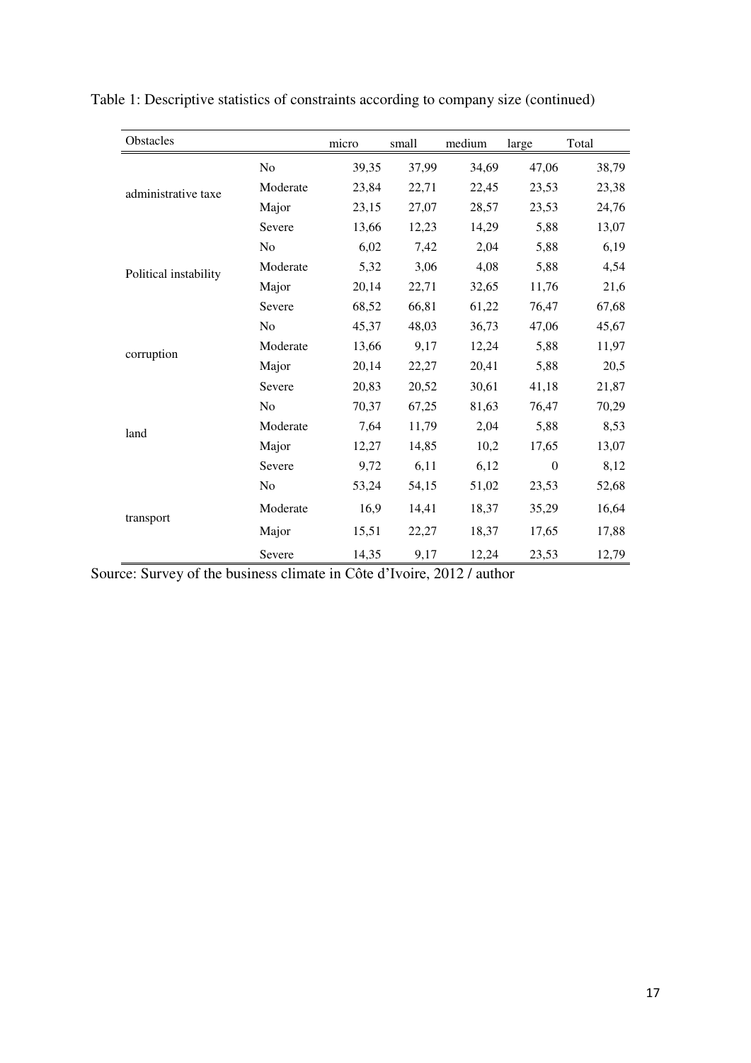Table 1: Descriptive statistics of constraints according to company size (continued)

| Obstacles | | micro | small | medium | large | Total |
|---|---|---|---|---|---|---|
| administrative taxe | No | 39,35 | 37,99 | 34,69 | 47,06 | 38,79 |
| | Moderate | 23,84 | 22,71 | 22,45 | 23,53 | 23,38 |
| | Major | 23,15 | 27,07 | 28,57 | 23,53 | 24,76 |
| | Severe | 13,66 | 12,23 | 14,29 | 5,88 | 13,07 |
| Political instability | No | 6,02 | 7,42 | 2,04 | 5,88 | 6,19 |
| | Moderate | 5,32 | 3,06 | 4,08 | 5,88 | 4,54 |
| | Major | 20,14 | 22,71 | 32,65 | 11,76 | 21,6 |
| | Severe | 68,52 | 66,81 | 61,22 | 76,47 | 67,68 |
| corruption | No | 45,37 | 48,03 | 36,73 | 47,06 | 45,67 |
| | Moderate | 13,66 | 9,17 | 12,24 | 5,88 | 11,97 |
| | Major | 20,14 | 22,27 | 20,41 | 5,88 | 20,5 |
| | Severe | 20,83 | 20,52 | 30,61 | 41,18 | 21,87 |
| land | No | 70,37 | 67,25 | 81,63 | 76,47 | 70,29 |
| | Moderate | 7,64 | 11,79 | 2,04 | 5,88 | 8,53 |
| | Major | 12,27 | 14,85 | 10,2 | 17,65 | 13,07 |
| | Severe | 9,72 | 6,11 | 6,12 | 0 | 8,12 |
| transport | No | 53,24 | 54,15 | 51,02 | 23,53 | 52,68 |
| | Moderate | 16,9 | 14,41 | 18,37 | 35,29 | 16,64 |
| | Major | 15,51 | 22,27 | 18,37 | 17,65 | 17,88 |
| | Severe | 14,35 | 9,17 | 12,24 | 23,53 | 12,79 |

Source: Survey of the business climate in Côte d'Ivoire, 2012 / author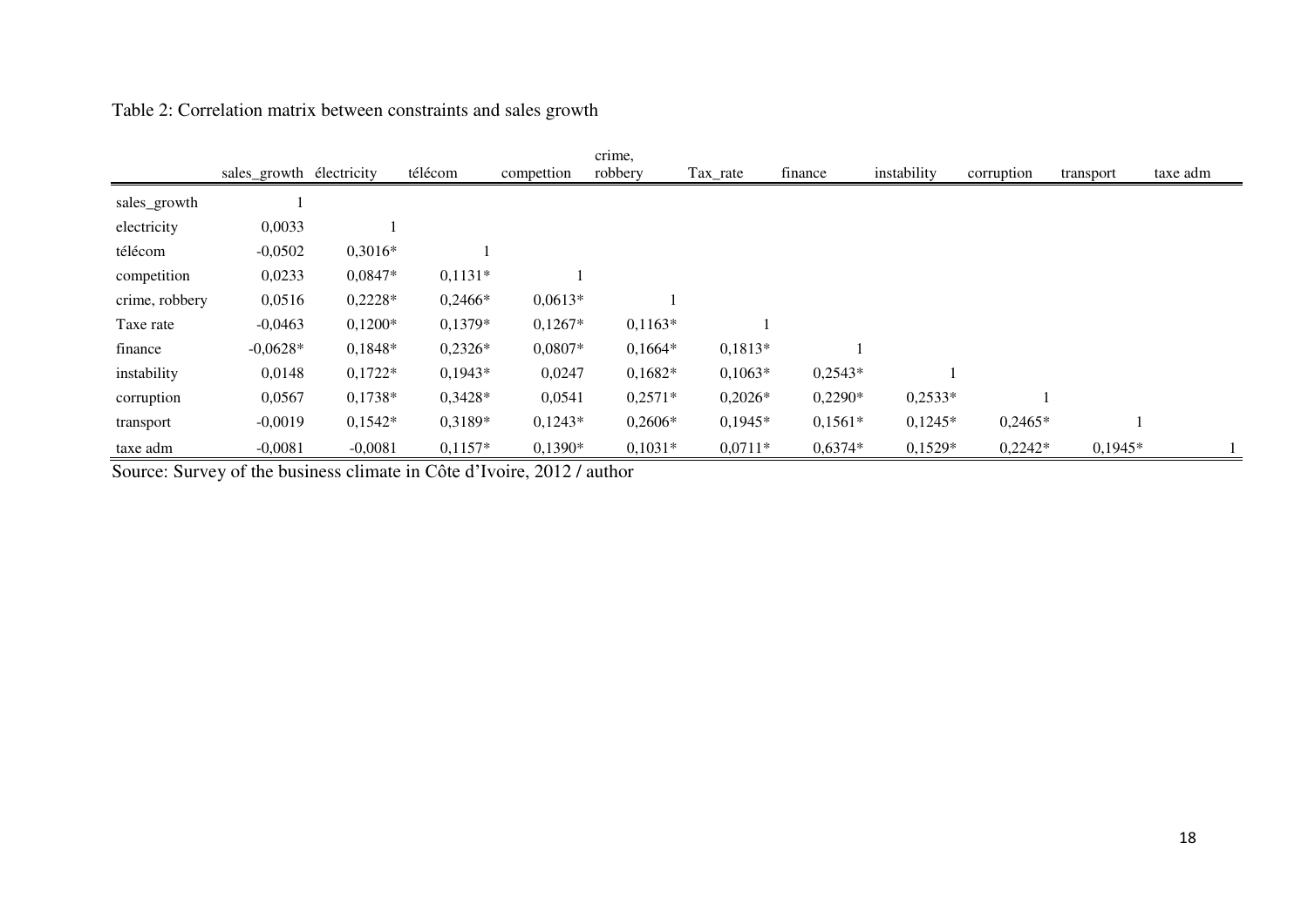Table 2: Correlation matrix between constraints and sales growth

| | sales_growth | électricity | télécom | competion | crime, robbery | Tax_rate | finance | instability | corruption | transport | taxe adm |
|---|---|---|---|---|---|---|---|---|---|---|---|
| sales_growth | 1 | | | | | | | | | | |
| electricity | 0,0033 | 1 | | | | | | | | | |
| télécom | -0,0502 | 0,3016* | 1 | | | | | | | | |
| competition | 0,0233 | 0,0847* | 0,1131* | 1 | | | | | | | |
| crime, robbery | 0,0516 | 0,2228* | 0,2466* | 0,0613* | 1 | | | | | | |
| Taxe rate | -0,0463 | 0,1200* | 0,1379* | 0,1267* | 0,1163* | 1 | | | | | |
| finance | -0,0628* | 0,1848* | 0,2326* | 0,0807* | 0,1664* | 0,1813* | 1 | | | | |
| instability | 0,0148 | 0,1722* | 0,1943* | 0,0247 | 0,1682* | 0,1063* | 0,2543* | 1 | | | |
| corruption | 0,0567 | 0,1738* | 0,3428* | 0,0541 | 0,2571* | 0,2026* | 0,2290* | 0,2533* | 1 | | |
| transport | -0,0019 | 0,1542* | 0,3189* | 0,1243* | 0,2606* | 0,1945* | 0,1561* | 0,1245* | 0,2465* | 1 | |
| taxe adm | -0,0081 | -0,0081 | 0,1157* | 0,1390* | 0,1031* | 0,0711* | 0,6374* | 0,1529* | 0,2242* | 0,1945* | 1 |

Source: Survey of the business climate in Côte d'Ivoire, 2012 / author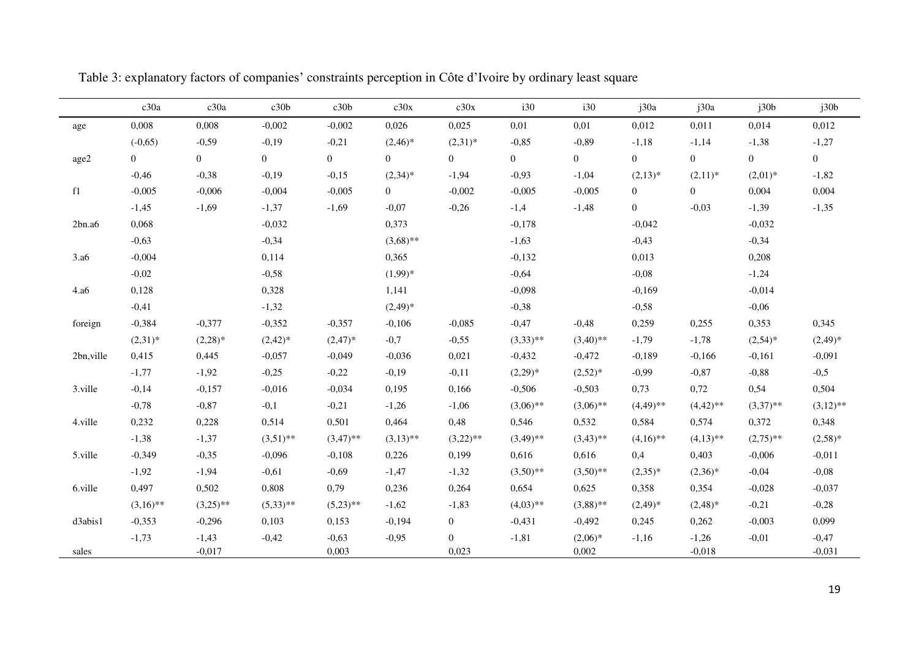Table 3: explanatory factors of companies' constraints perception in Côte d'Ivoire by ordinary least square

| | c30a | c30a | c30b | c30b | c30x | c30x | i30 | i30 | j30a | j30a | j30b | j30b |
|---|---|---|---|---|---|---|---|---|---|---|---|---|
| age | 0,008 | 0,008 | -0,002 | -0,002 | 0,026 | 0,025 | 0,01 | 0,01 | 0,012 | 0,011 | 0,014 | 0,012 |
| | (-0,65) | -0,59 | -0,19 | -0,21 | (2,46)* | (2,31)* | -0,85 | -0,89 | -1,18 | -1,14 | -1,38 | -1,27 |
| age2 | 0 | 0 | 0 | 0 | 0 | 0 | 0 | 0 | 0 | 0 | 0 | 0 |
| | -0,46 | -0,38 | -0,19 | -0,15 | (2,34)* | -1,94 | -0,93 | -1,04 | (2,13)* | (2,11)* | (2,01)* | -1,82 |
| f1 | -0,005 | -0,006 | -0,004 | -0,005 | 0 | -0,002 | -0,005 | -0,005 | 0 | 0 | 0,004 | 0,004 |
| | -1,45 | -1,69 | -1,37 | -1,69 | -0,07 | -0,26 | -1,4 | -1,48 | 0 | -0,03 | -1,39 | -1,35 |
| 2bn.a6 | 0,068 | | -0,032 | | 0,373 | | -0,178 | | -0,042 | | -0,032 | |
| | -0,63 | | -0,34 | | (3,68)** | | -1,63 | | -0,43 | | -0,34 | |
| 3.a6 | -0,004 | | 0,114 | | 0,365 | | -0,132 | | 0,013 | | 0,208 | |
| | -0,02 | | -0,58 | | (1,99)* | | -0,64 | | -0,08 | | -1,24 | |
| 4.a6 | 0,128 | | 0,328 | | 1,141 | | -0,098 | | -0,169 | | -0,014 | |
| | -0,41 | | -1,32 | | (2,49)* | | -0,38 | | -0,58 | | -0,06 | |
| foreign | -0,384 | -0,377 | -0,352 | -0,357 | -0,106 | -0,085 | -0,47 | -0,48 | 0,259 | 0,255 | 0,353 | 0,345 |
| | (2,31)* | (2,28)* | (2,42)* | (2,47)* | -0,7 | -0,55 | (3,33)** | (3,40)** | -1,79 | -1,78 | (2,54)* | (2,49)* |
| 2bn,ville | 0,415 | 0,445 | -0,057 | -0,049 | -0,036 | 0,021 | -0,432 | -0,472 | -0,189 | -0,166 | -0,161 | -0,091 |
| | -1,77 | -1,92 | -0,25 | -0,22 | -0,19 | -0,11 | (2,29)* | (2,52)* | -0,99 | -0,87 | -0,88 | -0,5 |
| 3.ville | -0,14 | -0,157 | -0,016 | -0,034 | 0,195 | 0,166 | -0,506 | -0,503 | 0,73 | 0,72 | 0,54 | 0,504 |
| | -0,78 | -0,87 | -0,1 | -0,21 | -1,26 | -1,06 | (3,06)** | (3,06)** | (4,49)** | (4,42)** | (3,37)** | (3,12)** |
| 4.ville | 0,232 | 0,228 | 0,514 | 0,501 | 0,464 | 0,48 | 0,546 | 0,532 | 0,584 | 0,574 | 0,372 | 0,348 |
| | -1,38 | -1,37 | (3,51)** | (3,47)** | (3,13)** | (3,22)** | (3,49)** | (3,43)** | (4,16)** | (4,13)** | (2,75)** | (2,58)* |
| 5.ville | -0,349 | -0,35 | -0,096 | -0,108 | 0,226 | 0,199 | 0,616 | 0,616 | 0,4 | 0,403 | -0,006 | -0,011 |
| | -1,92 | -1,94 | -0,61 | -0,69 | -1,47 | -1,32 | (3,50)** | (3,50)** | (2,35)* | (2,36)* | -0,04 | -0,08 |
| 6.ville | 0,497 | 0,502 | 0,808 | 0,79 | 0,236 | 0,264 | 0,654 | 0,625 | 0,358 | 0,354 | -0,028 | -0,037 |
| | (3,16)** | (3,25)** | (5,33)** | (5,23)** | -1,62 | -1,83 | (4,03)** | (3,88)** | (2,49)* | (2,48)* | -0,21 | -0,28 |
| d3abis1 | -0,353 | -0,296 | 0,103 | 0,153 | -0,194 | 0 | -0,431 | -0,492 | 0,245 | 0,262 | -0,003 | 0,099 |
| | -1,73 | -1,43 | -0,42 | -0,63 | -0,95 | 0 | -1,81 | (2,06)* | -1,16 | -1,26 | -0,01 | -0,47 |
| sales | | -0,017 | | 0,003 | | 0,023 | | 0,002 | | -0,018 | | -0,031 |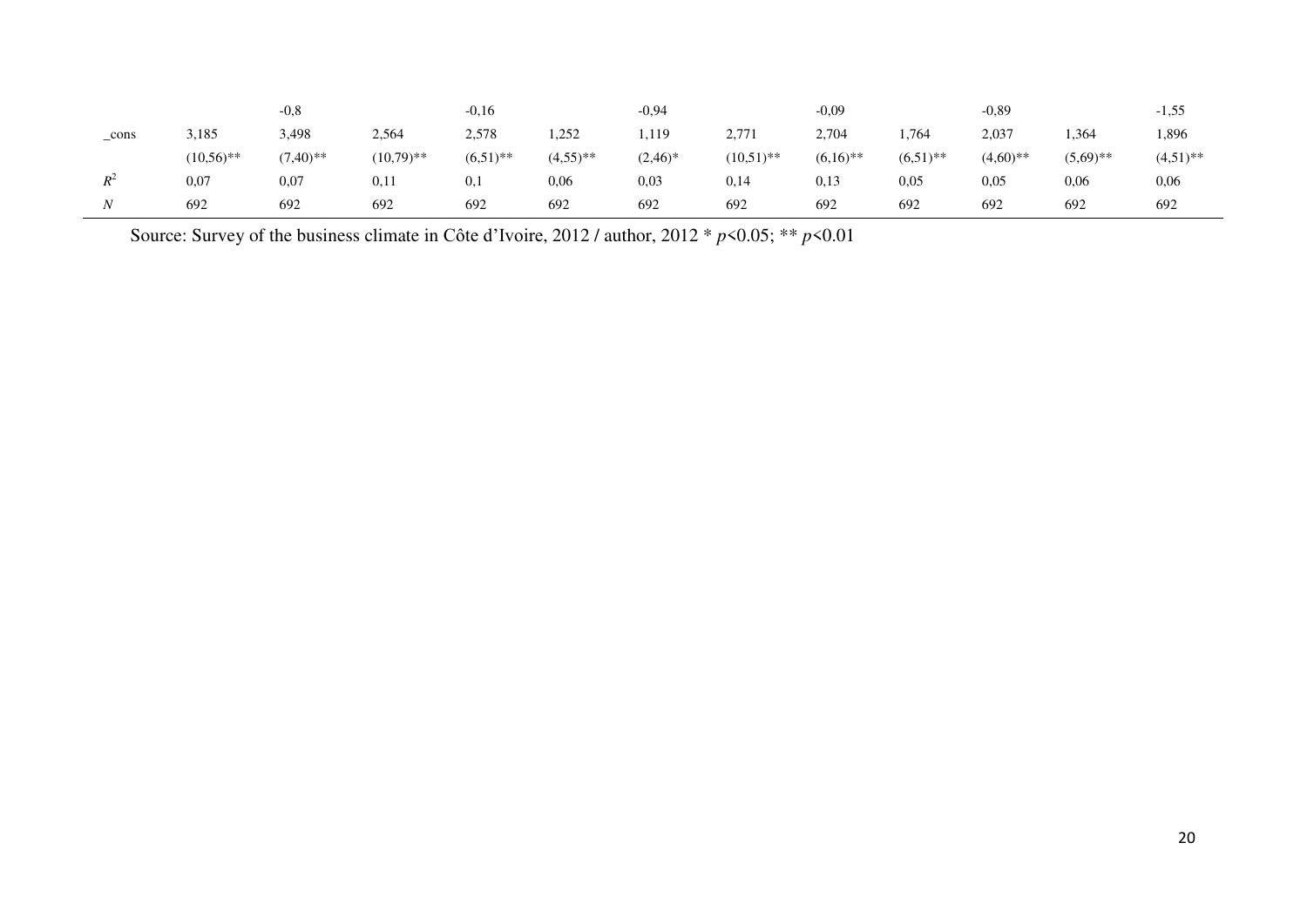| | | | | | | | | | | | | |
|---|---|---|---|---|---|---|---|---|---|---|---|---|
| | | -0,8 | | -0,16 | | -0,94 | | -0,09 | | -0,89 | | -1,55 |
| _cons | 3,185 | 3,498 | 2,564 | 2,578 | 1,252 | 1,119 | 2,771 | 2,704 | 1,764 | 2,037 | 1,364 | 1,896 |
| | (10,56)** | (7,40)** | (10,79)** | (6,51)** | (4,55)** | (2,46)* | (10,51)** | (6,16)** | (6,51)** | (4,60)** | (5,69)** | (4,51)** |
| $R^2$ | 0,07 | 0,07 | 0,11 | 0,1 | 0,06 | 0,03 | 0,14 | 0,13 | 0,05 | 0,05 | 0,06 | 0,06 |
| $N$ | 692 | 692 | 692 | 692 | 692 | 692 | 692 | 692 | 692 | 692 | 692 | 692 |

Source: Survey of the business climate in Côte d'Ivoire, 2012 / author, 2012 * $p<0.05$; ** $p<0.01$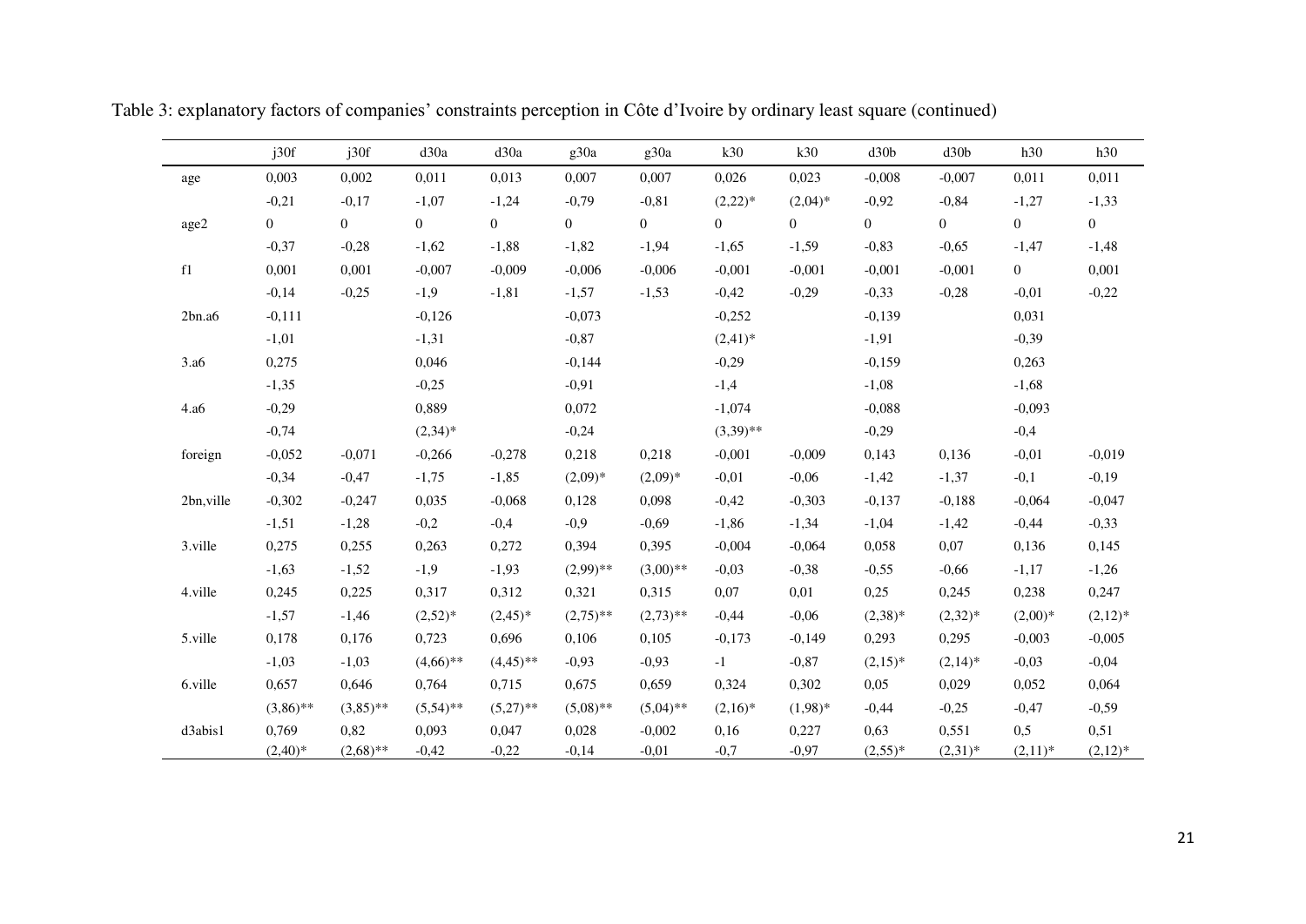Table 3: explanatory factors of companies' constraints perception in Côte d'Ivoire by ordinary least square (continued)

| | j30f | j30f | d30a | d30a | g30a | g30a | k30 | k30 | d30b | d30b | h30 | h30 |
|---|---|---|---|---|---|---|---|---|---|---|---|---|
| age | 0,003 | 0,002 | 0,011 | 0,013 | 0,007 | 0,007 | 0,026 | 0,023 | -0,008 | -0,007 | 0,011 | 0,011 |
| | -0,21 | -0,17 | -1,07 | -1,24 | -0,79 | -0,81 | (2,22)* | (2,04)* | -0,92 | -0,84 | -1,27 | -1,33 |
| age2 | 0 | 0 | 0 | 0 | 0 | 0 | 0 | 0 | 0 | 0 | 0 | 0 |
| | -0,37 | -0,28 | -1,62 | -1,88 | -1,82 | -1,94 | -1,65 | -1,59 | -0,83 | -0,65 | -1,47 | -1,48 |
| f1 | 0,001 | 0,001 | -0,007 | -0,009 | -0,006 | -0,006 | -0,001 | -0,001 | -0,001 | -0,001 | 0 | 0,001 |
| | -0,14 | -0,25 | -1,9 | -1,81 | -1,57 | -1,53 | -0,42 | -0,29 | -0,33 | -0,28 | -0,01 | -0,22 |
| 2bn.a6 | -0,111 | | -0,126 | | -0,073 | | -0,252 | | -0,139 | | 0,031 | |
| | -1,01 | | -1,31 | | -0,87 | | (2,41)* | | -1,91 | | -0,39 | |
| 3.a6 | 0,275 | | 0,046 | | -0,144 | | -0,29 | | -0,159 | | 0,263 | |
| | -1,35 | | -0,25 | | -0,91 | | -1,4 | | -1,08 | | -1,68 | |
| 4.a6 | -0,29 | | 0,889 | | 0,072 | | -1,074 | | -0,088 | | -0,093 | |
| | -0,74 | | (2,34)* | | -0,24 | | (3,39)** | | -0,29 | | -0,4 | |
| foreign | -0,052 | -0,071 | -0,266 | -0,278 | 0,218 | 0,218 | -0,001 | -0,009 | 0,143 | 0,136 | -0,01 | -0,019 |
| | -0,34 | -0,47 | -1,75 | -1,85 | (2,09)* | (2,09)* | -0,01 | -0,06 | -1,42 | -1,37 | -0,1 | -0,19 |
| 2bn,ville | -0,302 | -0,247 | 0,035 | -0,068 | 0,128 | 0,098 | -0,42 | -0,303 | -0,137 | -0,188 | -0,064 | -0,047 |
| | -1,51 | -1,28 | -0,2 | -0,4 | -0,9 | -0,69 | -1,86 | -1,34 | -1,04 | -1,42 | -0,44 | -0,33 |
| 3.ville | 0,275 | 0,255 | 0,263 | 0,272 | 0,394 | 0,395 | -0,004 | -0,064 | 0,058 | 0,07 | 0,136 | 0,145 |
| | -1,63 | -1,52 | -1,9 | -1,93 | (2,99)** | (3,00)** | -0,03 | -0,38 | -0,55 | -0,66 | -1,17 | -1,26 |
| 4.ville | 0,245 | 0,225 | 0,317 | 0,312 | 0,321 | 0,315 | 0,07 | 0,01 | 0,25 | 0,245 | 0,238 | 0,247 |
| | -1,57 | -1,46 | (2,52)* | (2,45)* | (2,75)** | (2,73)** | -0,44 | -0,06 | (2,38)* | (2,32)* | (2,00)* | (2,12)* |
| 5.ville | 0,178 | 0,176 | 0,723 | 0,696 | 0,106 | 0,105 | -0,173 | -0,149 | 0,293 | 0,295 | -0,003 | -0,005 |
| | -1,03 | -1,03 | (4,66)** | (4,45)** | -0,93 | -0,93 | -1 | -0,87 | (2,15)* | (2,14)* | -0,03 | -0,04 |
| 6.ville | 0,657 | 0,646 | 0,764 | 0,715 | 0,675 | 0,659 | 0,324 | 0,302 | 0,05 | 0,029 | 0,052 | 0,064 |
| | (3,86)** | (3,85)** | (5,54)** | (5,27)** | (5,08)** | (5,04)** | (2,16)* | (1,98)* | -0,44 | -0,25 | -0,47 | -0,59 |
| d3abis1 | 0,769 | 0,82 | 0,093 | 0,047 | 0,028 | -0,002 | 0,16 | 0,227 | 0,63 | 0,551 | 0,5 | 0,51 |
| | (2,40)* | (2,68)** | -0,42 | -0,22 | -0,14 | -0,01 | -0,7 | -0,97 | (2,55)* | (2,31)* | (2,11)* | (2,12)* |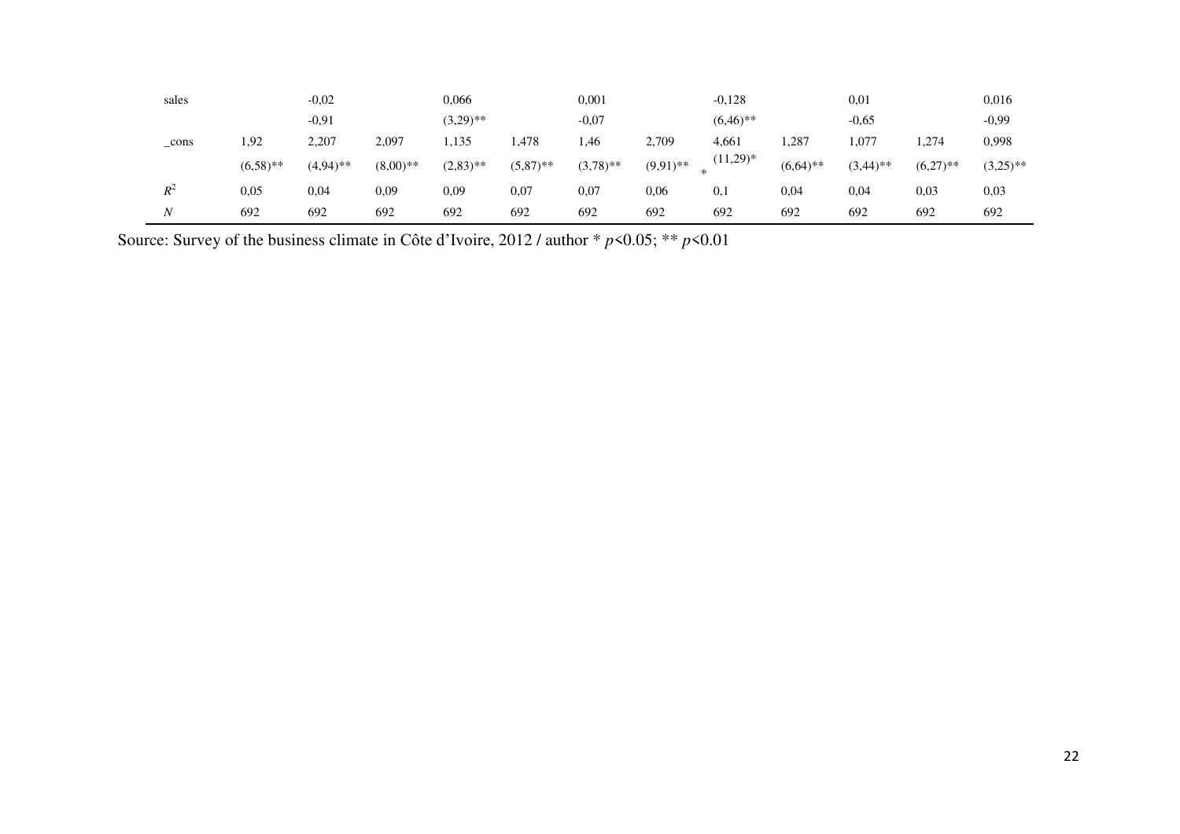| | | | | | | | | | | | | |
|---|---|---|---|---|---|---|---|---|---|---|---|---|
| sales | | -0,02 | | 0,066 | | 0,001 | | -0,128 | | 0,01 | | 0,016 |
| | | -0,91 | | (3,29)** | | -0,07 | | (6,46)** | | -0,65 | | -0,99 |
| _cons | 1,92 | 2,207 | 2,097 | 1,135 | 1,478 | 1,46 | 2,709 | 4,661 | 1,287 | 1,077 | 1,274 | 0,998 |
| | (6,58)** | (4,94)** | (8,00)** | (2,83)** | (5,87)** | (3,78)** | (9,91)** | (11,29)** | (6,64)** | (3,44)** | (6,27)** | (3,25)** |
| $R^2$ | 0,05 | 0,04 | 0,09 | 0,09 | 0,07 | 0,07 | 0,06 | 0,1 | 0,04 | 0,04 | 0,03 | 0,03 |
| *N* | 692 | 692 | 692 | 692 | 692 | 692 | 692 | 692 | 692 | 692 | 692 | 692 |

Source: Survey of the business climate in Côte d'Ivoire, 2012 / author * $p<0.05$; ** $p<0.01$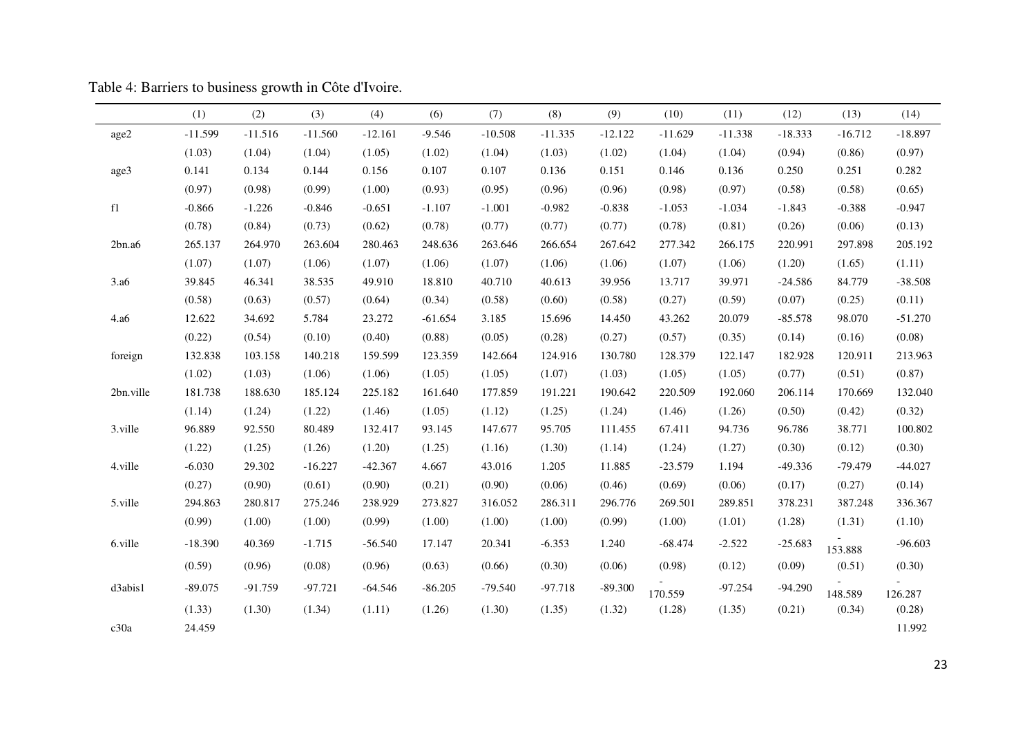Table 4: Barriers to business growth in Côte d'Ivoire.

| | (1) | (2) | (3) | (4) | (6) | (7) | (8) | (9) | (10) | (11) | (12) | (13) | (14) |
|---|---|---|---|---|---|---|---|---|---|---|---|---|---|
| age2 | -11.599 | -11.516 | -11.560 | -12.161 | -9.546 | -10.508 | -11.335 | -12.122 | -11.629 | -11.338 | -18.333 | -16.712 | -18.897 |
| | (1.03) | (1.04) | (1.04) | (1.05) | (1.02) | (1.04) | (1.03) | (1.02) | (1.04) | (1.04) | (0.94) | (0.86) | (0.97) |
| age3 | 0.141 | 0.134 | 0.144 | 0.156 | 0.107 | 0.107 | 0.136 | 0.151 | 0.146 | 0.136 | 0.250 | 0.251 | 0.282 |
| | (0.97) | (0.98) | (0.99) | (1.00) | (0.93) | (0.95) | (0.96) | (0.96) | (0.98) | (0.97) | (0.58) | (0.58) | (0.65) |
| f1 | -0.866 | -1.226 | -0.846 | -0.651 | -1.107 | -1.001 | -0.982 | -0.838 | -1.053 | -1.034 | -1.843 | -0.388 | -0.947 |
| | (0.78) | (0.84) | (0.73) | (0.62) | (0.78) | (0.77) | (0.77) | (0.77) | (0.78) | (0.81) | (0.26) | (0.06) | (0.13) |
| 2bn.a6 | 265.137 | 264.970 | 263.604 | 280.463 | 248.636 | 263.646 | 266.654 | 267.642 | 277.342 | 266.175 | 220.991 | 297.898 | 205.192 |
| | (1.07) | (1.07) | (1.06) | (1.07) | (1.06) | (1.07) | (1.06) | (1.06) | (1.07) | (1.06) | (1.20) | (1.65) | (1.11) |
| 3.a6 | 39.845 | 46.341 | 38.535 | 49.910 | 18.810 | 40.710 | 40.613 | 39.956 | 13.717 | 39.971 | -24.586 | 84.779 | -38.508 |
| | (0.58) | (0.63) | (0.57) | (0.64) | (0.34) | (0.58) | (0.60) | (0.58) | (0.27) | (0.59) | (0.07) | (0.25) | (0.11) |
| 4.a6 | 12.622 | 34.692 | 5.784 | 23.272 | -61.654 | 3.185 | 15.696 | 14.450 | 43.262 | 20.079 | -85.578 | 98.070 | -51.270 |
| | (0.22) | (0.54) | (0.10) | (0.40) | (0.88) | (0.05) | (0.28) | (0.27) | (0.57) | (0.35) | (0.14) | (0.16) | (0.08) |
| foreign | 132.838 | 103.158 | 140.218 | 159.599 | 123.359 | 142.664 | 124.916 | 130.780 | 128.379 | 122.147 | 182.928 | 120.911 | 213.963 |
| | (1.02) | (1.03) | (1.06) | (1.06) | (1.05) | (1.05) | (1.07) | (1.03) | (1.05) | (1.05) | (0.77) | (0.51) | (0.87) |
| 2bn.ville | 181.738 | 188.630 | 185.124 | 225.182 | 161.640 | 177.859 | 191.221 | 190.642 | 220.509 | 192.060 | 206.114 | 170.669 | 132.040 |
| | (1.14) | (1.24) | (1.22) | (1.46) | (1.05) | (1.12) | (1.25) | (1.24) | (1.46) | (1.26) | (0.50) | (0.42) | (0.32) |
| 3.ville | 96.889 | 92.550 | 80.489 | 132.417 | 93.145 | 147.677 | 95.705 | 111.455 | 67.411 | 94.736 | 96.786 | 38.771 | 100.802 |
| | (1.22) | (1.25) | (1.26) | (1.20) | (1.25) | (1.16) | (1.30) | (1.14) | (1.24) | (1.27) | (0.30) | (0.12) | (0.30) |
| 4.ville | -6.030 | 29.302 | -16.227 | -42.367 | 4.667 | 43.016 | 1.205 | 11.885 | -23.579 | 1.194 | -49.336 | -79.479 | -44.027 |
| | (0.27) | (0.90) | (0.61) | (0.90) | (0.21) | (0.90) | (0.06) | (0.46) | (0.69) | (0.06) | (0.17) | (0.27) | (0.14) |
| 5.ville | 294.863 | 280.817 | 275.246 | 238.929 | 273.827 | 316.052 | 286.311 | 296.776 | 269.501 | 289.851 | 378.231 | 387.248 | 336.367 |
| | (0.99) | (1.00) | (1.00) | (0.99) | (1.00) | (1.00) | (1.00) | (0.99) | (1.00) | (1.01) | (1.28) | (1.31) | (1.10) |
| 6.ville | -18.390 | 40.369 | -1.715 | -56.540 | 17.147 | 20.341 | -6.353 | 1.240 | -68.474 | -2.522 | -25.683 | -153.888 | -96.603 |
| | (0.59) | (0.96) | (0.08) | (0.96) | (0.63) | (0.66) | (0.30) | (0.06) | (0.98) | (0.12) | (0.09) | (0.51) | (0.30) |
| d3abis1 | -89.075 | -91.759 | -97.721 | -64.546 | -86.205 | -79.540 | -97.718 | -89.300 | -170.559 | -97.254 | -94.290 | -148.589 | -126.287 |
| | (1.33) | (1.30) | (1.34) | (1.11) | (1.26) | (1.30) | (1.35) | (1.32) | (1.28) | (1.35) | (0.21) | (0.34) | (0.28) |
| c30a | 24.459 | | | | | | | | | | | | 11.992 |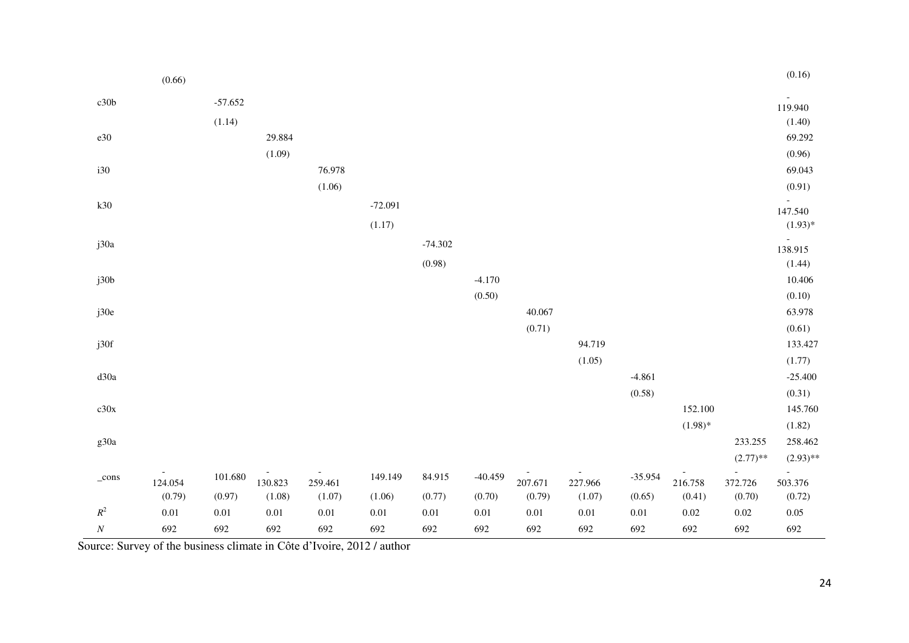| | | | | | | | | | | | | | |
|---|---|---|---|---|---|---|---|---|---|---|---|---|---|
| | (0.66) | | | | | | | | | | | | (0.16) |
| c30b | | -57.652 | | | | | | | | | | | -119.940 |
| | | (1.14) | | | | | | | | | | | (1.40) |
| e30 | | | 29.884 | | | | | | | | | | 69.292 |
| | | | (1.09) | | | | | | | | | | (0.96) |
| i30 | | | | 76.978 | | | | | | | | | 69.043 |
| | | | | (1.06) | | | | | | | | | (0.91) |
| k30 | | | | | -72.091 | | | | | | | | -147.540 |
| | | | | | (1.17) | | | | | | | | (1.93)* |
| j30a | | | | | | -74.302 | | | | | | | -138.915 |
| | | | | | | (0.98) | | | | | | | (1.44) |
| j30b | | | | | | | -4.170 | | | | | | 10.406 |
| | | | | | | | (0.50) | | | | | | (0.10) |
| j30e | | | | | | | | 40.067 | | | | | 63.978 |
| | | | | | | | | (0.71) | | | | | (0.61) |
| j30f | | | | | | | | | 94.719 | | | | 133.427 |
| | | | | | | | | | (1.05) | | | | (1.77) |
| d30a | | | | | | | | | | -4.861 | | | -25.400 |
| | | | | | | | | | | (0.58) | | | (0.31) |
| c30x | | | | | | | | | | | 152.100 | | 145.760 |
| | | | | | | | | | | | (1.98)* | | (1.82) |
| g30a | | | | | | | | | | | | 233.255 | 258.462 |
| | | | | | | | | | | | | (2.77)** | (2.93)** |
| _cons | -124.054 | 101.680 | -130.823 | -259.461 | 149.149 | 84.915 | -40.459 | -207.671 | -227.966 | -35.954 | -216.758 | -372.726 | -503.376 |
| | (0.79) | (0.97) | (1.08) | (1.07) | (1.06) | (0.77) | (0.70) | (0.79) | (1.07) | (0.65) | (0.41) | (0.70) | (0.72) |
| $R^2$ | 0.01 | 0.01 | 0.01 | 0.01 | 0.01 | 0.01 | 0.01 | 0.01 | 0.01 | 0.01 | 0.02 | 0.02 | 0.05 |
| $N$ | 692 | 692 | 692 | 692 | 692 | 692 | 692 | 692 | 692 | 692 | 692 | 692 | 692 |

Source: Survey of the business climate in Côte d'Ivoire, 2012 / author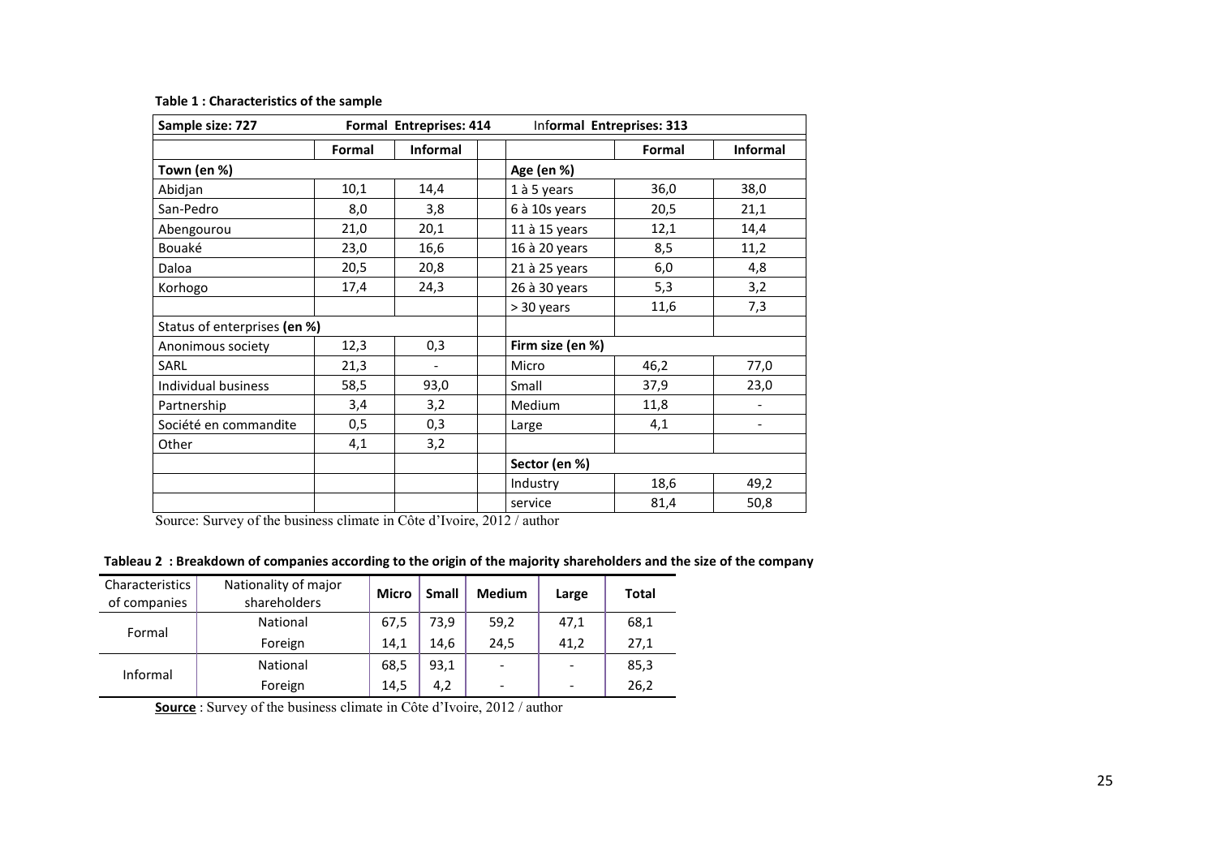**Table 1 : Characteristics of the sample**

| Sample size: 727 | Formal Entreprises: 414 | Informal Entreprises: 313 | | | |
|---|---|---|---|---|---|
| | **Formal** | **Informal** | | **Formal** | **Informal** |
| **Town (en %)** | | | **Age (en %)** | | |
| Abidjan | 10,1 | 14,4 | 1 à 5 years | 36,0 | 38,0 |
| San-Pedro | 8,0 | 3,8 | 6 à 10s years | 20,5 | 21,1 |
| Abengourou | 21,0 | 20,1 | 11 à 15 years | 12,1 | 14,4 |
| Bouaké | 23,0 | 16,6 | 16 à 20 years | 8,5 | 11,2 |
| Daloa | 20,5 | 20,8 | 21 à 25 years | 6,0 | 4,8 |
| Korhogo | 17,4 | 24,3 | 26 à 30 years | 5,3 | 3,2 |
| | | | > 30 years | 11,6 | 7,3 |
| Status of enterprises **(en %)** | | | | | |
| Anonimous society | 12,3 | 0,3 | **Firm size (en %)** | | |
| SARL | 21,3 | - | Micro | 46,2 | 77,0 |
| Individual business | 58,5 | 93,0 | Small | 37,9 | 23,0 |
| Partnership | 3,4 | 3,2 | Medium | 11,8 | - |
| Société en commandite | 0,5 | 0,3 | Large | 4,1 | - |
| Other | 4,1 | 3,2 | | | |
| | | | **Sector (en %)** | | |
| | | | Industry | 18,6 | 49,2 |
| | | | service | 81,4 | 50,8 |

Source: Survey of the business climate in Côte d'Ivoire, 2012 / author

**Tableau 2 : Breakdown of companies according to the origin of the majority shareholders and the size of the company**

| Characteristics of companies | Nationality of major shareholders | **Micro** | **Small** | **Medium** | **Large** | **Total** |
|---|---|---|---|---|---|---|
| Formal | National | 67,5 | 73,9 | 59,2 | 47,1 | 68,1 |
| | Foreign | 14,1 | 14,6 | 24,5 | 41,2 | 27,1 |
| Informal | National | 68,5 | 93,1 | - | - | 85,3 |
| | Foreign | 14,5 | 4,2 | - | - | 26,2 |

**Source** : Survey of the business climate in Côte d'Ivoire, 2012 / author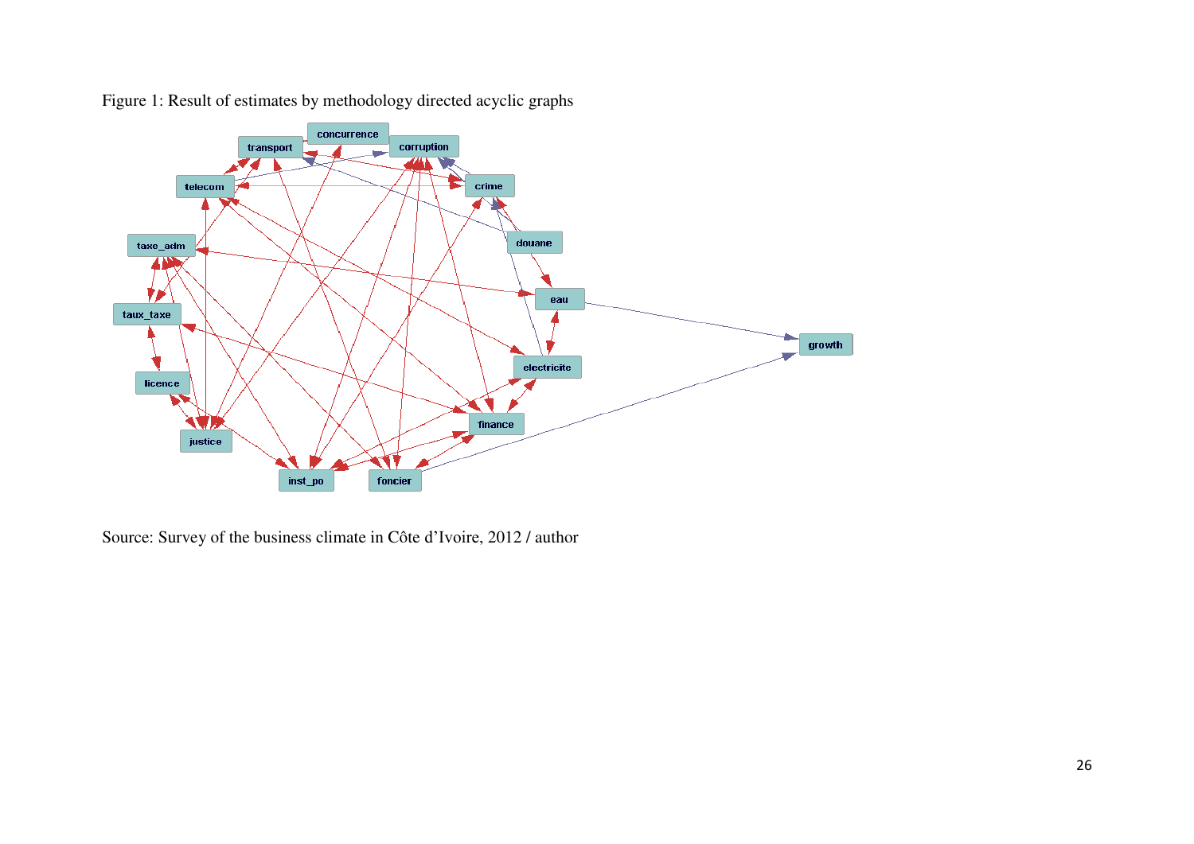Figure 1: Result of estimates by methodology directed acyclic graphs

transport
concurrence
corruption
telecom
crime
taxe_adm
douane
eau
taux_taxe
growth
electricite
licence
finance
justice
inst_po
foncier

Source: Survey of the business climate in Côte d'Ivoire, 2012 / author